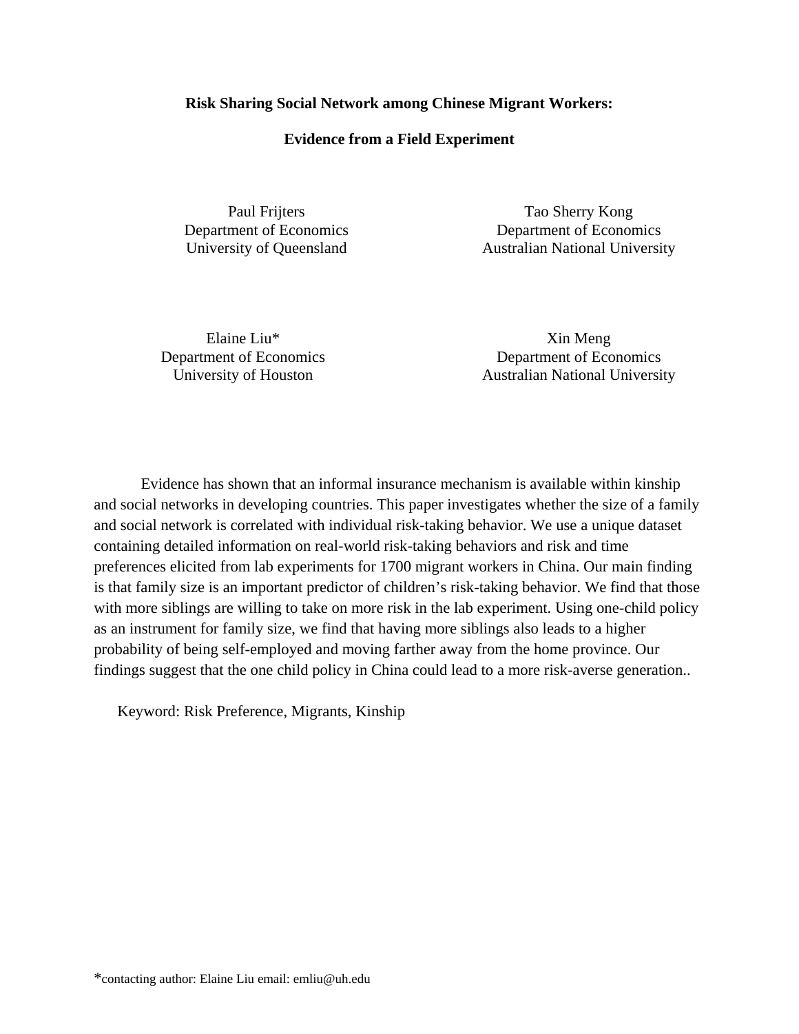**Risk Sharing Social Network among Chinese Migrant Workers:**

**Evidence from a Field Experiment**

Paul Frijters
Department of Economics
University of Queensland

Tao Sherry Kong
Department of Economics
Australian National University

Elaine Liu*
Department of Economics
University of Houston

Xin Meng
Department of Economics
Australian National University

Evidence has shown that an informal insurance mechanism is available within kinship and social networks in developing countries. This paper investigates whether the size of a family and social network is correlated with individual risk-taking behavior. We use a unique dataset containing detailed information on real-world risk-taking behaviors and risk and time preferences elicited from lab experiments for 1700 migrant workers in China. Our main finding is that family size is an important predictor of children's risk-taking behavior. We find that those with more siblings are willing to take on more risk in the lab experiment. Using one-child policy as an instrument for family size, we find that having more siblings also leads to a higher probability of being self-employed and moving farther away from the home province. Our findings suggest that the one child policy in China could lead to a more risk-averse generation..

Keyword: Risk Preference, Migrants, Kinship

*contacting author: Elaine Liu email: emliu@uh.edu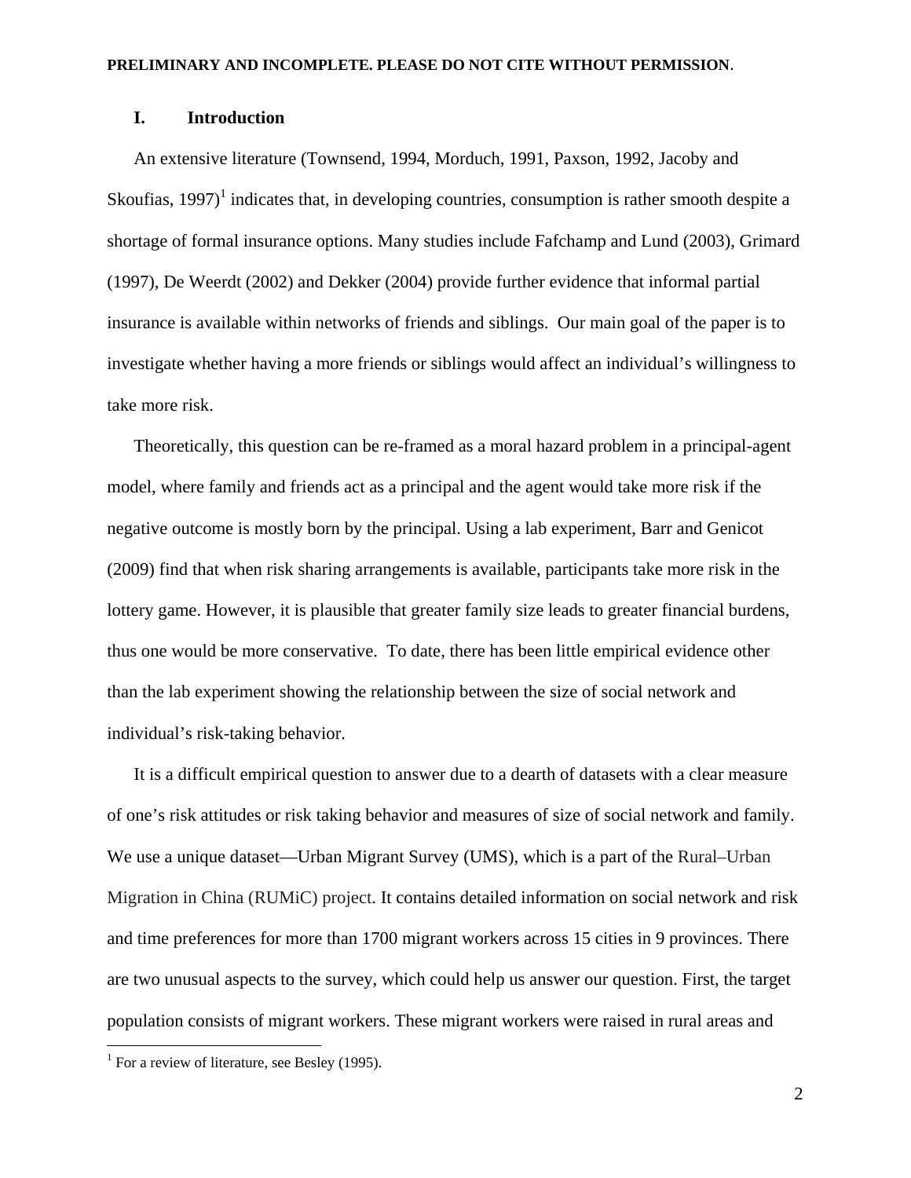PRELIMINARY AND INCOMPLETE. PLEASE DO NOT CITE WITHOUT PERMISSION.

## I. Introduction

An extensive literature (Townsend, 1994, Morduch, 1991, Paxson, 1992, Jacoby and Skoufias, 1997)[1] indicates that, in developing countries, consumption is rather smooth despite a shortage of formal insurance options. Many studies include Fafchamp and Lund (2003), Grimard (1997), De Weerdt (2002) and Dekker (2004) provide further evidence that informal partial insurance is available within networks of friends and siblings. Our main goal of the paper is to investigate whether having a more friends or siblings would affect an individual's willingness to take more risk.

Theoretically, this question can be re-framed as a moral hazard problem in a principal-agent model, where family and friends act as a principal and the agent would take more risk if the negative outcome is mostly born by the principal. Using a lab experiment, Barr and Genicot (2009) find that when risk sharing arrangements is available, participants take more risk in the lottery game. However, it is plausible that greater family size leads to greater financial burdens, thus one would be more conservative. To date, there has been little empirical evidence other than the lab experiment showing the relationship between the size of social network and individual's risk-taking behavior.

It is a difficult empirical question to answer due to a dearth of datasets with a clear measure of one's risk attitudes or risk taking behavior and measures of size of social network and family. We use a unique dataset—Urban Migrant Survey (UMS), which is a part of the Rural–Urban Migration in China (RUMiC) project. It contains detailed information on social network and risk and time preferences for more than 1700 migrant workers across 15 cities in 9 provinces. There are two unusual aspects to the survey, which could help us answer our question. First, the target population consists of migrant workers. These migrant workers were raised in rural areas and

[1] For a review of literature, see Besley (1995).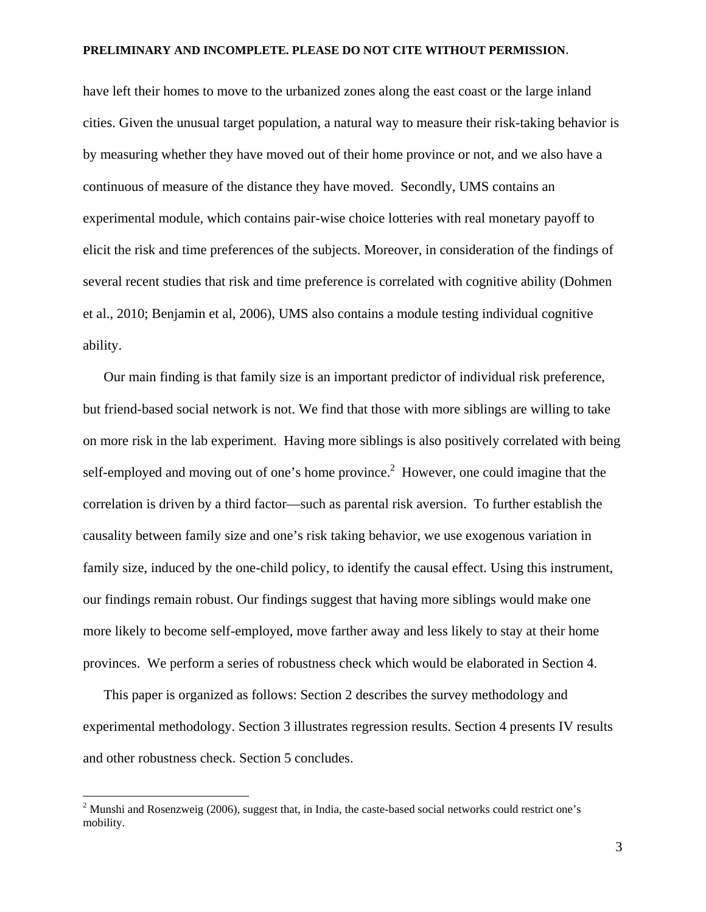have left their homes to move to the urbanized zones along the east coast or the large inland cities. Given the unusual target population, a natural way to measure their risk-taking behavior is by measuring whether they have moved out of their home province or not, and we also have a continuous of measure of the distance they have moved. Secondly, UMS contains an experimental module, which contains pair-wise choice lotteries with real monetary payoff to elicit the risk and time preferences of the subjects. Moreover, in consideration of the findings of several recent studies that risk and time preference is correlated with cognitive ability (Dohmen et al., 2010; Benjamin et al, 2006), UMS also contains a module testing individual cognitive ability.

Our main finding is that family size is an important predictor of individual risk preference, but friend-based social network is not. We find that those with more siblings are willing to take on more risk in the lab experiment. Having more siblings is also positively correlated with being self-employed and moving out of one's home province.[2] However, one could imagine that the correlation is driven by a third factor—such as parental risk aversion. To further establish the causality between family size and one's risk taking behavior, we use exogenous variation in family size, induced by the one-child policy, to identify the causal effect. Using this instrument, our findings remain robust. Our findings suggest that having more siblings would make one more likely to become self-employed, move farther away and less likely to stay at their home provinces. We perform a series of robustness check which would be elaborated in Section 4.

This paper is organized as follows: Section 2 describes the survey methodology and experimental methodology. Section 3 illustrates regression results. Section 4 presents IV results and other robustness check. Section 5 concludes.

---

[2] Munshi and Rosenzweig (2006), suggest that, in India, the caste-based social networks could restrict one's mobility.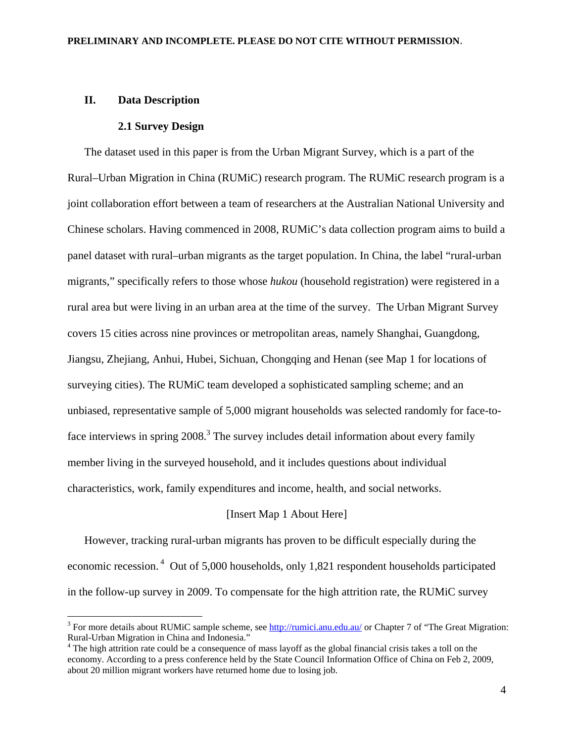## II. Data Description

### 2.1 Survey Design

The dataset used in this paper is from the Urban Migrant Survey, which is a part of the Rural–Urban Migration in China (RUMiC) research program. The RUMiC research program is a joint collaboration effort between a team of researchers at the Australian National University and Chinese scholars. Having commenced in 2008, RUMiC's data collection program aims to build a panel dataset with rural–urban migrants as the target population. In China, the label "rural-urban migrants," specifically refers to those whose *hukou* (household registration) were registered in a rural area but were living in an urban area at the time of the survey. The Urban Migrant Survey covers 15 cities across nine provinces or metropolitan areas, namely Shanghai, Guangdong, Jiangsu, Zhejiang, Anhui, Hubei, Sichuan, Chongqing and Henan (see Map 1 for locations of surveying cities). The RUMiC team developed a sophisticated sampling scheme; and an unbiased, representative sample of 5,000 migrant households was selected randomly for face-to-face interviews in spring 2008.[3] The survey includes detail information about every family member living in the surveyed household, and it includes questions about individual characteristics, work, family expenditures and income, health, and social networks.

[Insert Map 1 About Here]

However, tracking rural-urban migrants has proven to be difficult especially during the economic recession.[4] Out of 5,000 households, only 1,821 respondent households participated in the follow-up survey in 2009. To compensate for the high attrition rate, the RUMiC survey

---

[3] For more details about RUMiC sample scheme, see http://rumici.anu.edu.au/ or Chapter 7 of "The Great Migration: Rural-Urban Migration in China and Indonesia."

[4] The high attrition rate could be a consequence of mass layoff as the global financial crisis takes a toll on the economy. According to a press conference held by the State Council Information Office of China on Feb 2, 2009, about 20 million migrant workers have returned home due to losing job.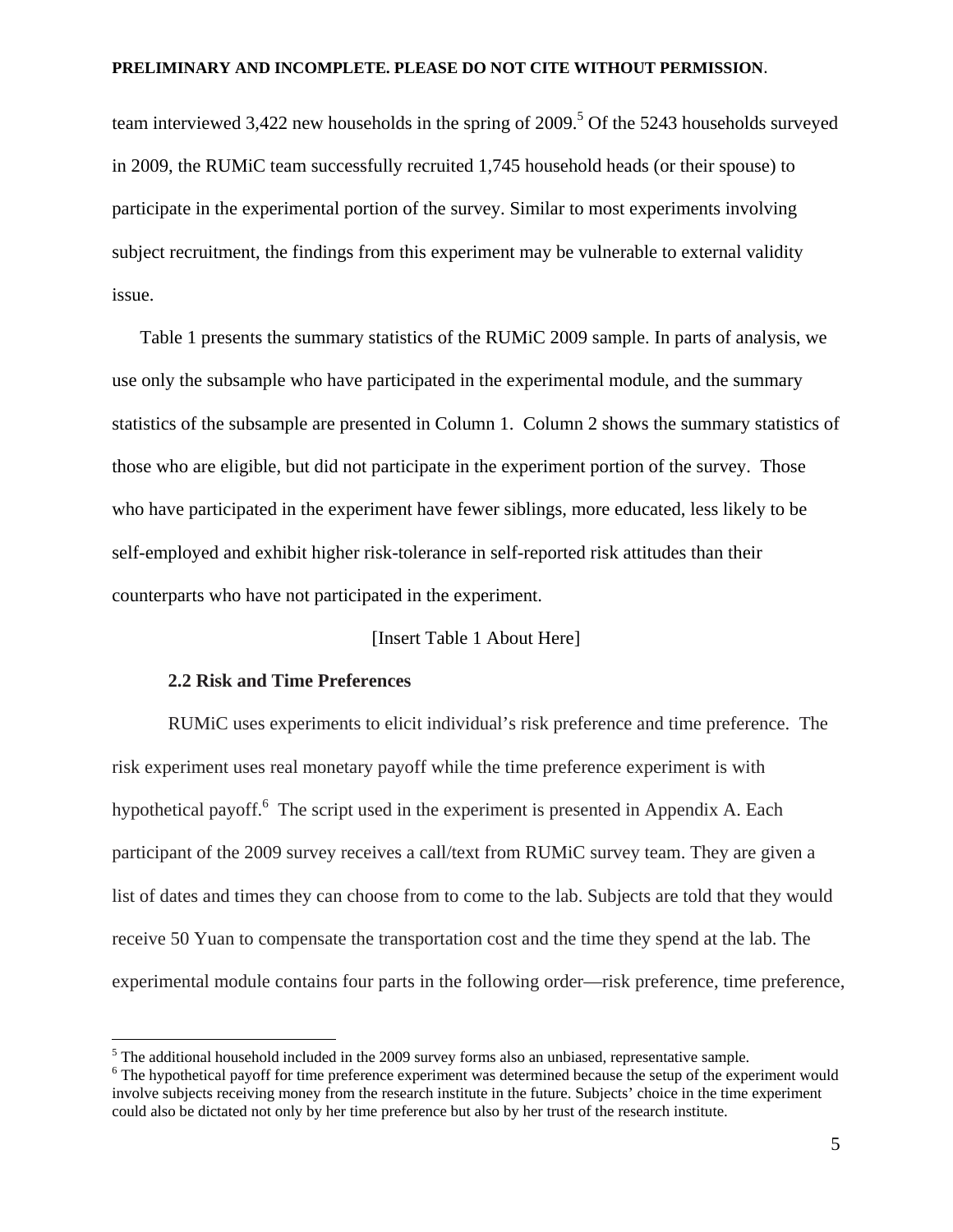team interviewed 3,422 new households in the spring of 2009.[5] Of the 5243 households surveyed in 2009, the RUMiC team successfully recruited 1,745 household heads (or their spouse) to participate in the experimental portion of the survey. Similar to most experiments involving subject recruitment, the findings from this experiment may be vulnerable to external validity issue.

Table 1 presents the summary statistics of the RUMiC 2009 sample. In parts of analysis, we use only the subsample who have participated in the experimental module, and the summary statistics of the subsample are presented in Column 1. Column 2 shows the summary statistics of those who are eligible, but did not participate in the experiment portion of the survey. Those who have participated in the experiment have fewer siblings, more educated, less likely to be self-employed and exhibit higher risk-tolerance in self-reported risk attitudes than their counterparts who have not participated in the experiment.

[Insert Table 1 About Here]

### 2.2 Risk and Time Preferences

RUMiC uses experiments to elicit individual's risk preference and time preference. The risk experiment uses real monetary payoff while the time preference experiment is with hypothetical payoff.[6] The script used in the experiment is presented in Appendix A. Each participant of the 2009 survey receives a call/text from RUMiC survey team. They are given a list of dates and times they can choose from to come to the lab. Subjects are told that they would receive 50 Yuan to compensate the transportation cost and the time they spend at the lab. The experimental module contains four parts in the following order—risk preference, time preference,

---

[5] The additional household included in the 2009 survey forms also an unbiased, representative sample.

[6] The hypothetical payoff for time preference experiment was determined because the setup of the experiment would involve subjects receiving money from the research institute in the future. Subjects' choice in the time experiment could also be dictated not only by her time preference but also by her trust of the research institute.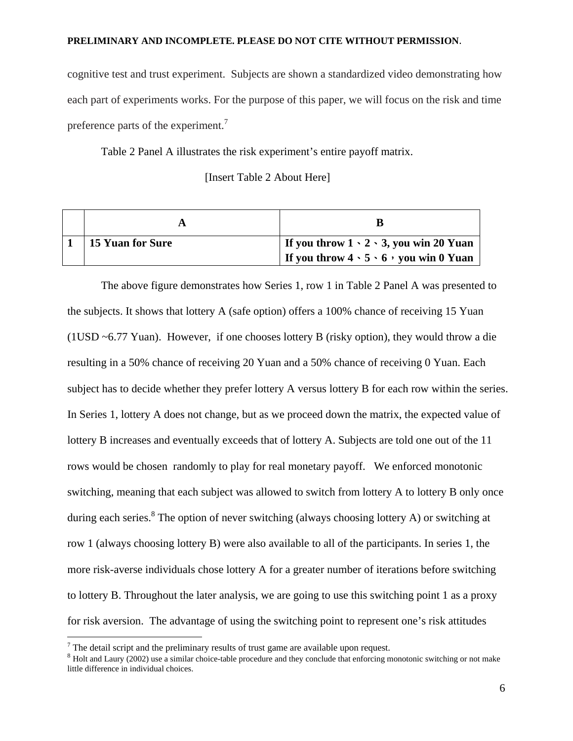cognitive test and trust experiment. Subjects are shown a standardized video demonstrating how each part of experiments works. For the purpose of this paper, we will focus on the risk and time preference parts of the experiment.[7]

Table 2 Panel A illustrates the risk experiment's entire payoff matrix.

[Insert Table 2 About Here]

| | **A** | **B** |
|---|---|---|
| **1** | **15 Yuan for Sure** | **If you throw 1、2、3, you win 20 Yuan** <br> **If you throw 4、5、6，you win 0 Yuan** |

The above figure demonstrates how Series 1, row 1 in Table 2 Panel A was presented to the subjects. It shows that lottery A (safe option) offers a 100% chance of receiving 15 Yuan (1USD ~6.77 Yuan). However, if one chooses lottery B (risky option), they would throw a die resulting in a 50% chance of receiving 20 Yuan and a 50% chance of receiving 0 Yuan. Each subject has to decide whether they prefer lottery A versus lottery B for each row within the series. In Series 1, lottery A does not change, but as we proceed down the matrix, the expected value of lottery B increases and eventually exceeds that of lottery A. Subjects are told one out of the 11 rows would be chosen randomly to play for real monetary payoff. We enforced monotonic switching, meaning that each subject was allowed to switch from lottery A to lottery B only once during each series.[8] The option of never switching (always choosing lottery A) or switching at row 1 (always choosing lottery B) were also available to all of the participants. In series 1, the more risk-averse individuals chose lottery A for a greater number of iterations before switching to lottery B. Throughout the later analysis, we are going to use this switching point 1 as a proxy for risk aversion. The advantage of using the switching point to represent one's risk attitudes

[7] The detail script and the preliminary results of trust game are available upon request.

[8] Holt and Laury (2002) use a similar choice-table procedure and they conclude that enforcing monotonic switching or not make little difference in individual choices.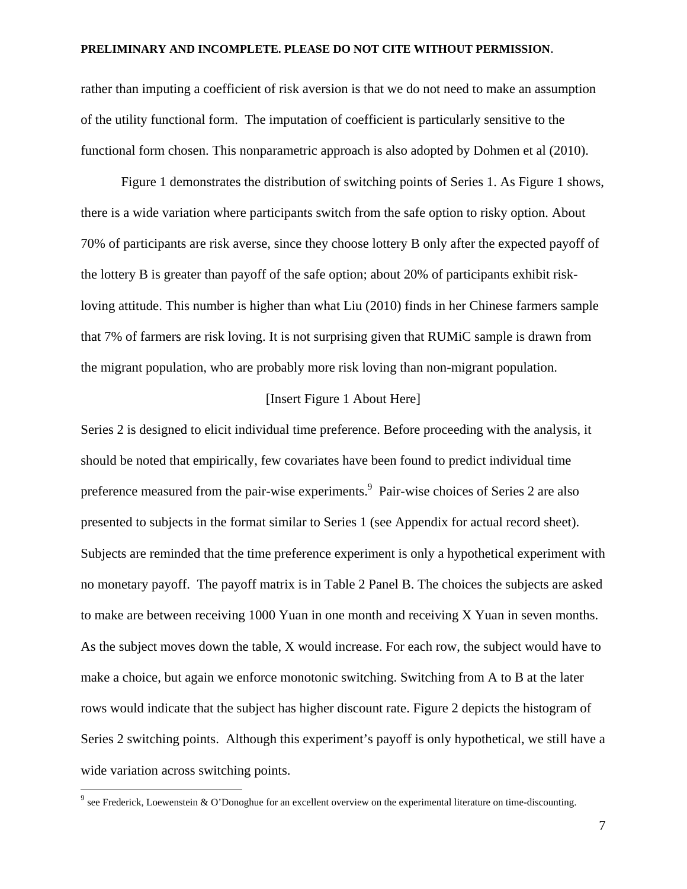rather than imputing a coefficient of risk aversion is that we do not need to make an assumption of the utility functional form. The imputation of coefficient is particularly sensitive to the functional form chosen. This nonparametric approach is also adopted by Dohmen et al (2010).

Figure 1 demonstrates the distribution of switching points of Series 1. As Figure 1 shows, there is a wide variation where participants switch from the safe option to risky option. About 70% of participants are risk averse, since they choose lottery B only after the expected payoff of the lottery B is greater than payoff of the safe option; about 20% of participants exhibit risk-loving attitude. This number is higher than what Liu (2010) finds in her Chinese farmers sample that 7% of farmers are risk loving. It is not surprising given that RUMiC sample is drawn from the migrant population, who are probably more risk loving than non-migrant population.

[Insert Figure 1 About Here]

Series 2 is designed to elicit individual time preference. Before proceeding with the analysis, it should be noted that empirically, few covariates have been found to predict individual time preference measured from the pair-wise experiments.[9] Pair-wise choices of Series 2 are also presented to subjects in the format similar to Series 1 (see Appendix for actual record sheet). Subjects are reminded that the time preference experiment is only a hypothetical experiment with no monetary payoff. The payoff matrix is in Table 2 Panel B. The choices the subjects are asked to make are between receiving 1000 Yuan in one month and receiving X Yuan in seven months. As the subject moves down the table, X would increase. For each row, the subject would have to make a choice, but again we enforce monotonic switching. Switching from A to B at the later rows would indicate that the subject has higher discount rate. Figure 2 depicts the histogram of Series 2 switching points. Although this experiment's payoff is only hypothetical, we still have a wide variation across switching points.

[9] see Frederick, Loewenstein & O'Donoghue for an excellent overview on the experimental literature on time-discounting.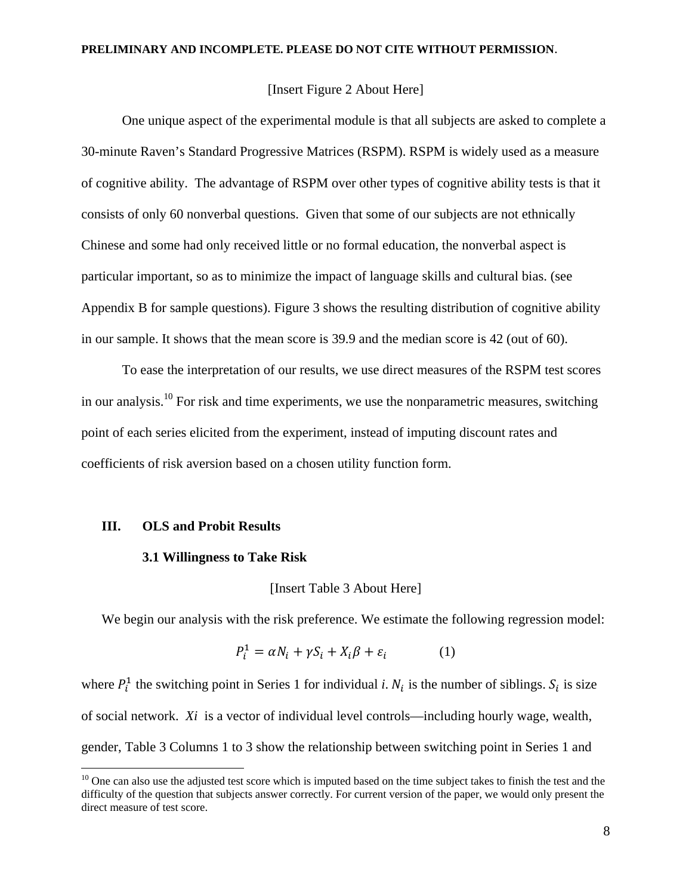[Insert Figure 2 About Here]

One unique aspect of the experimental module is that all subjects are asked to complete a 30-minute Raven's Standard Progressive Matrices (RSPM). RSPM is widely used as a measure of cognitive ability. The advantage of RSPM over other types of cognitive ability tests is that it consists of only 60 nonverbal questions. Given that some of our subjects are not ethnically Chinese and some had only received little or no formal education, the nonverbal aspect is particular important, so as to minimize the impact of language skills and cultural bias. (see Appendix B for sample questions). Figure 3 shows the resulting distribution of cognitive ability in our sample. It shows that the mean score is 39.9 and the median score is 42 (out of 60).

To ease the interpretation of our results, we use direct measures of the RSPM test scores in our analysis.[10] For risk and time experiments, we use the nonparametric measures, switching point of each series elicited from the experiment, instead of imputing discount rates and coefficients of risk aversion based on a chosen utility function form.

## III. OLS and Probit Results

### 3.1 Willingness to Take Risk

[Insert Table 3 About Here]

We begin our analysis with the risk preference. We estimate the following regression model:

$$P_i^1 = \alpha N_i + \gamma S_i + X_i\beta + \varepsilon_i \qquad (1)$$

where $P_i^1$ the switching point in Series 1 for individual *i*. $N_i$ is the number of siblings. $S_i$ is size of social network. $Xi$ is a vector of individual level controls—including hourly wage, wealth, gender, Table 3 Columns 1 to 3 show the relationship between switching point in Series 1 and

[10] One can also use the adjusted test score which is imputed based on the time subject takes to finish the test and the difficulty of the question that subjects answer correctly. For current version of the paper, we would only present the direct measure of test score.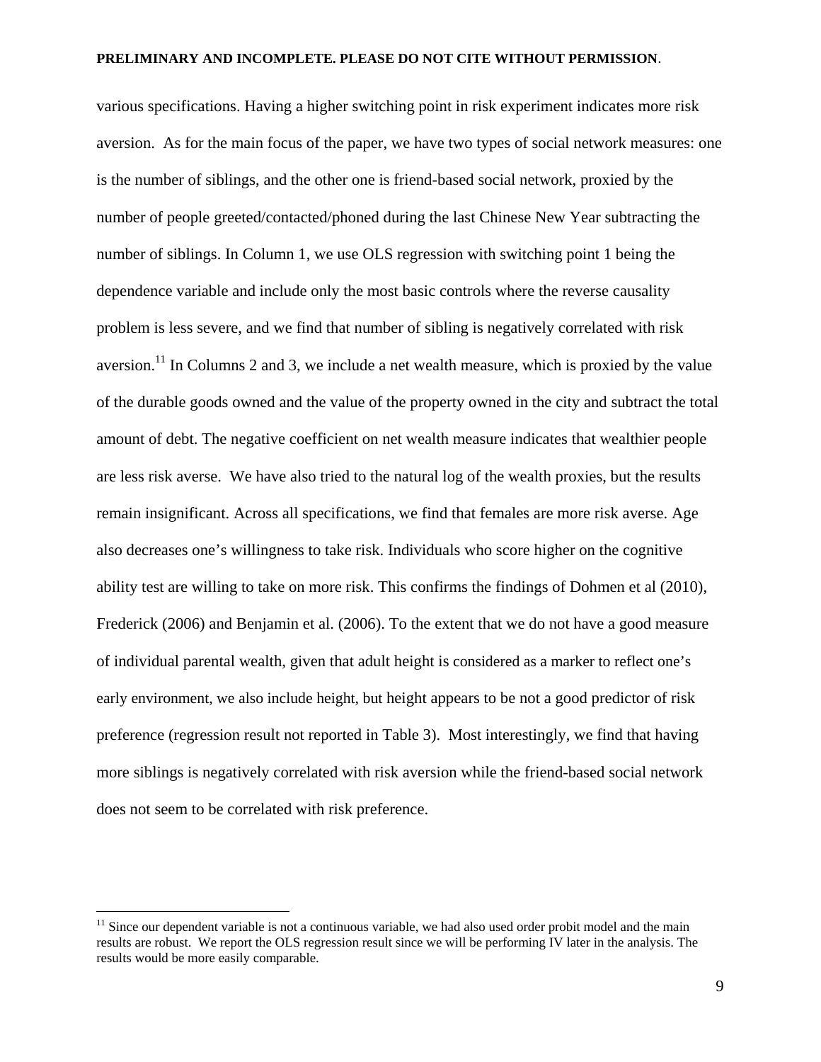various specifications. Having a higher switching point in risk experiment indicates more risk aversion. As for the main focus of the paper, we have two types of social network measures: one is the number of siblings, and the other one is friend-based social network, proxied by the number of people greeted/contacted/phoned during the last Chinese New Year subtracting the number of siblings. In Column 1, we use OLS regression with switching point 1 being the dependence variable and include only the most basic controls where the reverse causality problem is less severe, and we find that number of sibling is negatively correlated with risk aversion.[11] In Columns 2 and 3, we include a net wealth measure, which is proxied by the value of the durable goods owned and the value of the property owned in the city and subtract the total amount of debt. The negative coefficient on net wealth measure indicates that wealthier people are less risk averse. We have also tried to the natural log of the wealth proxies, but the results remain insignificant. Across all specifications, we find that females are more risk averse. Age also decreases one's willingness to take risk. Individuals who score higher on the cognitive ability test are willing to take on more risk. This confirms the findings of Dohmen et al (2010), Frederick (2006) and Benjamin et al. (2006). To the extent that we do not have a good measure of individual parental wealth, given that adult height is considered as a marker to reflect one's early environment, we also include height, but height appears to be not a good predictor of risk preference (regression result not reported in Table 3). Most interestingly, we find that having more siblings is negatively correlated with risk aversion while the friend-based social network does not seem to be correlated with risk preference.

[11] Since our dependent variable is not a continuous variable, we had also used order probit model and the main results are robust. We report the OLS regression result since we will be performing IV later in the analysis. The results would be more easily comparable.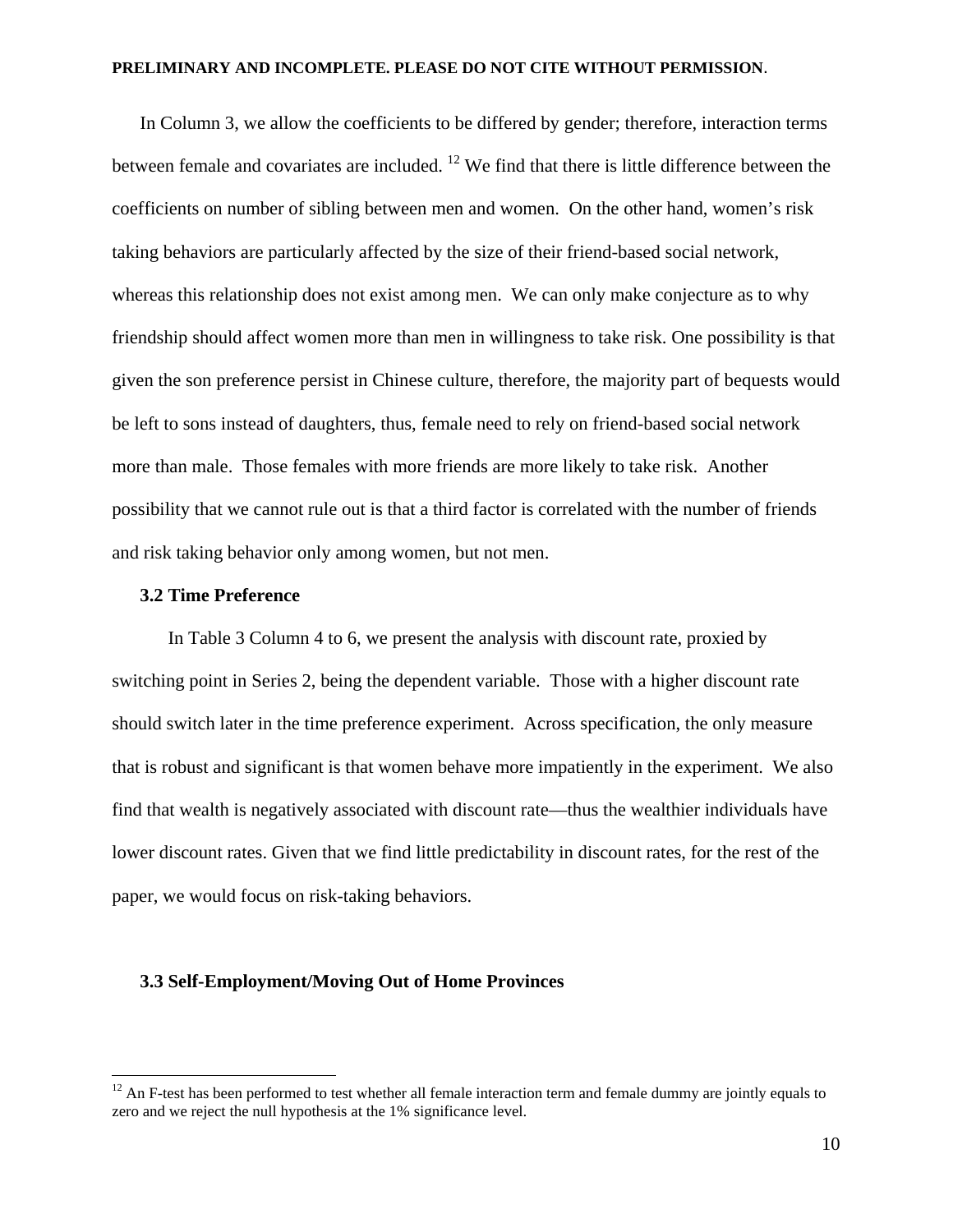In Column 3, we allow the coefficients to be differed by gender; therefore, interaction terms between female and covariates are included. [12] We find that there is little difference between the coefficients on number of sibling between men and women. On the other hand, women's risk taking behaviors are particularly affected by the size of their friend-based social network, whereas this relationship does not exist among men. We can only make conjecture as to why friendship should affect women more than men in willingness to take risk. One possibility is that given the son preference persist in Chinese culture, therefore, the majority part of bequests would be left to sons instead of daughters, thus, female need to rely on friend-based social network more than male. Those females with more friends are more likely to take risk. Another possibility that we cannot rule out is that a third factor is correlated with the number of friends and risk taking behavior only among women, but not men.

### 3.2 Time Preference

In Table 3 Column 4 to 6, we present the analysis with discount rate, proxied by switching point in Series 2, being the dependent variable. Those with a higher discount rate should switch later in the time preference experiment. Across specification, the only measure that is robust and significant is that women behave more impatiently in the experiment. We also find that wealth is negatively associated with discount rate—thus the wealthier individuals have lower discount rates. Given that we find little predictability in discount rates, for the rest of the paper, we would focus on risk-taking behaviors.

### 3.3 Self-Employment/Moving Out of Home Provinces

[12] An F-test has been performed to test whether all female interaction term and female dummy are jointly equals to zero and we reject the null hypothesis at the 1% significance level.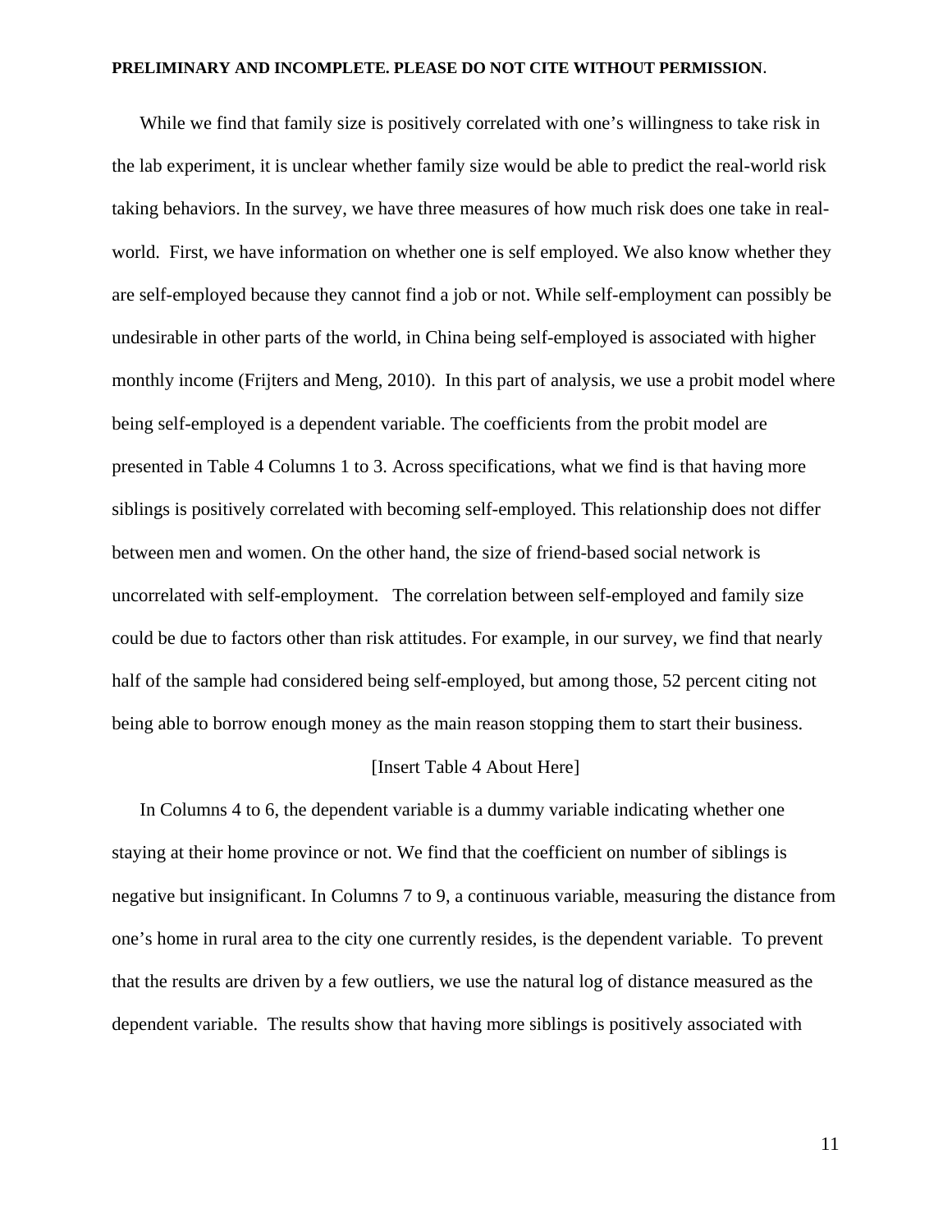While we find that family size is positively correlated with one's willingness to take risk in the lab experiment, it is unclear whether family size would be able to predict the real-world risk taking behaviors. In the survey, we have three measures of how much risk does one take in real-world. First, we have information on whether one is self employed. We also know whether they are self-employed because they cannot find a job or not. While self-employment can possibly be undesirable in other parts of the world, in China being self-employed is associated with higher monthly income (Frijters and Meng, 2010). In this part of analysis, we use a probit model where being self-employed is a dependent variable. The coefficients from the probit model are presented in Table 4 Columns 1 to 3. Across specifications, what we find is that having more siblings is positively correlated with becoming self-employed. This relationship does not differ between men and women. On the other hand, the size of friend-based social network is uncorrelated with self-employment. The correlation between self-employed and family size could be due to factors other than risk attitudes. For example, in our survey, we find that nearly half of the sample had considered being self-employed, but among those, 52 percent citing not being able to borrow enough money as the main reason stopping them to start their business.

[Insert Table 4 About Here]

In Columns 4 to 6, the dependent variable is a dummy variable indicating whether one staying at their home province or not. We find that the coefficient on number of siblings is negative but insignificant. In Columns 7 to 9, a continuous variable, measuring the distance from one's home in rural area to the city one currently resides, is the dependent variable. To prevent that the results are driven by a few outliers, we use the natural log of distance measured as the dependent variable. The results show that having more siblings is positively associated with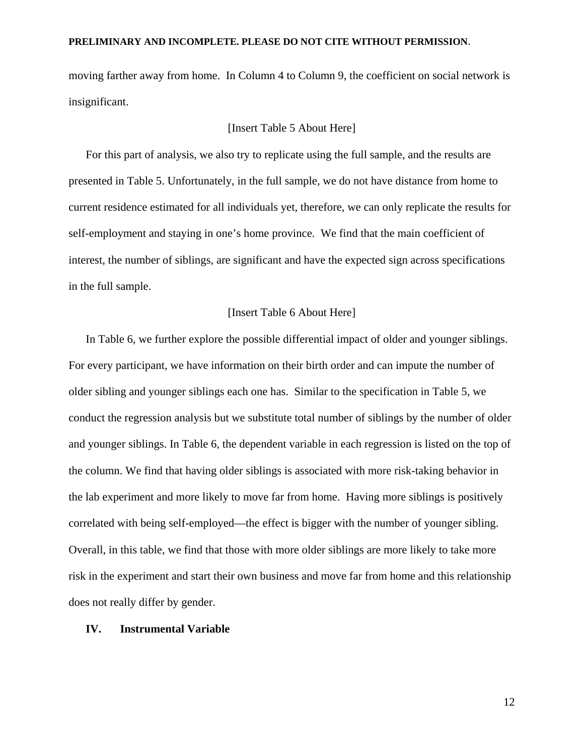moving farther away from home. In Column 4 to Column 9, the coefficient on social network is insignificant.

[Insert Table 5 About Here]

For this part of analysis, we also try to replicate using the full sample, and the results are presented in Table 5. Unfortunately, in the full sample, we do not have distance from home to current residence estimated for all individuals yet, therefore, we can only replicate the results for self-employment and staying in one's home province. We find that the main coefficient of interest, the number of siblings, are significant and have the expected sign across specifications in the full sample.

[Insert Table 6 About Here]

In Table 6, we further explore the possible differential impact of older and younger siblings. For every participant, we have information on their birth order and can impute the number of older sibling and younger siblings each one has. Similar to the specification in Table 5, we conduct the regression analysis but we substitute total number of siblings by the number of older and younger siblings. In Table 6, the dependent variable in each regression is listed on the top of the column. We find that having older siblings is associated with more risk-taking behavior in the lab experiment and more likely to move far from home. Having more siblings is positively correlated with being self-employed—the effect is bigger with the number of younger sibling. Overall, in this table, we find that those with more older siblings are more likely to take more risk in the experiment and start their own business and move far from home and this relationship does not really differ by gender.

## IV. Instrumental Variable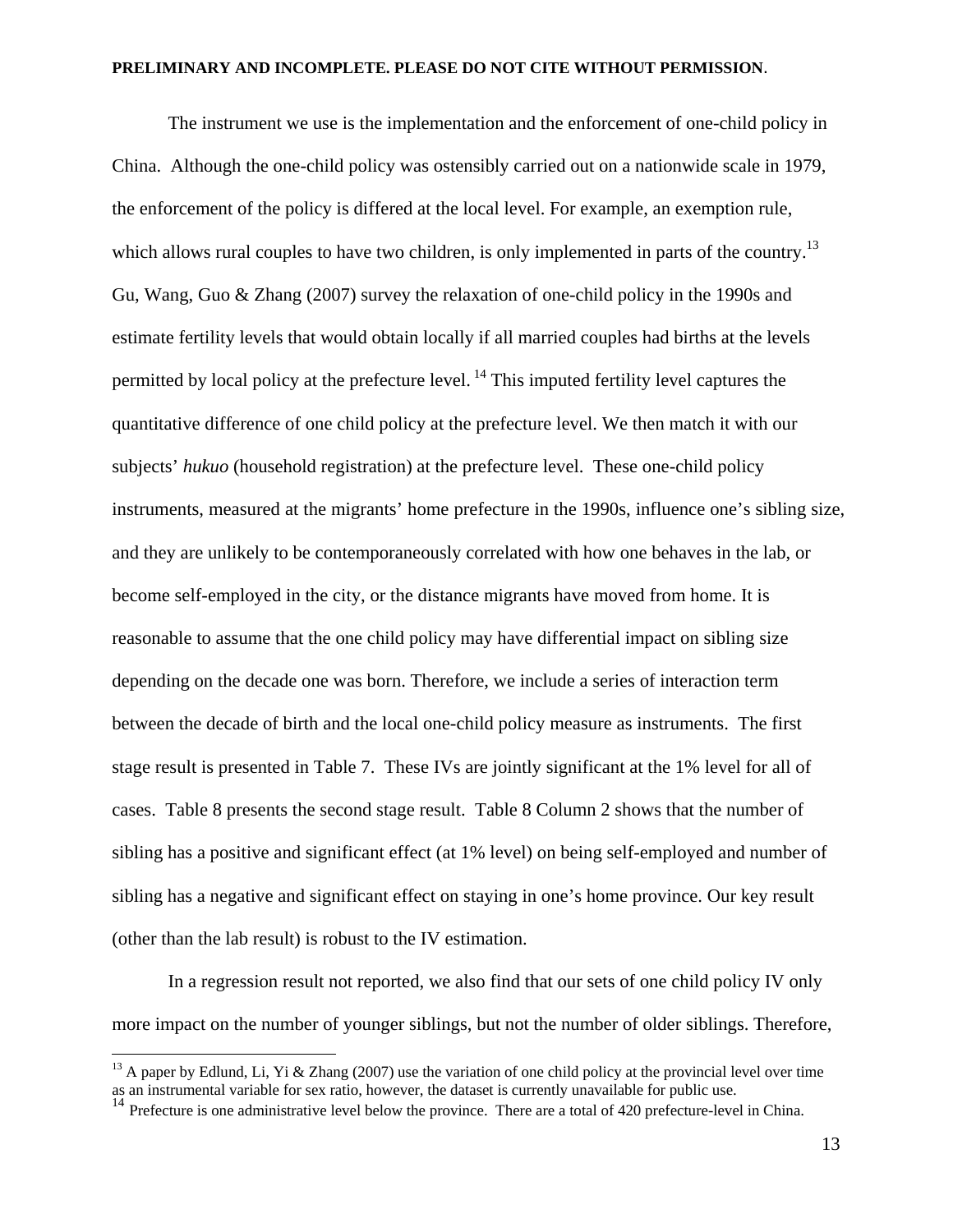The instrument we use is the implementation and the enforcement of one-child policy in China. Although the one-child policy was ostensibly carried out on a nationwide scale in 1979, the enforcement of the policy is differed at the local level. For example, an exemption rule, which allows rural couples to have two children, is only implemented in parts of the country.[13] Gu, Wang, Guo & Zhang (2007) survey the relaxation of one-child policy in the 1990s and estimate fertility levels that would obtain locally if all married couples had births at the levels permitted by local policy at the prefecture level.[14] This imputed fertility level captures the quantitative difference of one child policy at the prefecture level. We then match it with our subjects' *hukuo* (household registration) at the prefecture level. These one-child policy instruments, measured at the migrants' home prefecture in the 1990s, influence one's sibling size, and they are unlikely to be contemporaneously correlated with how one behaves in the lab, or become self-employed in the city, or the distance migrants have moved from home. It is reasonable to assume that the one child policy may have differential impact on sibling size depending on the decade one was born. Therefore, we include a series of interaction term between the decade of birth and the local one-child policy measure as instruments. The first stage result is presented in Table 7. These IVs are jointly significant at the 1% level for all of cases. Table 8 presents the second stage result. Table 8 Column 2 shows that the number of sibling has a positive and significant effect (at 1% level) on being self-employed and number of sibling has a negative and significant effect on staying in one's home province. Our key result (other than the lab result) is robust to the IV estimation.

In a regression result not reported, we also find that our sets of one child policy IV only more impact on the number of younger siblings, but not the number of older siblings. Therefore,

[13] A paper by Edlund, Li, Yi & Zhang (2007) use the variation of one child policy at the provincial level over time as an instrumental variable for sex ratio, however, the dataset is currently unavailable for public use.

[14] Prefecture is one administrative level below the province. There are a total of 420 prefecture-level in China.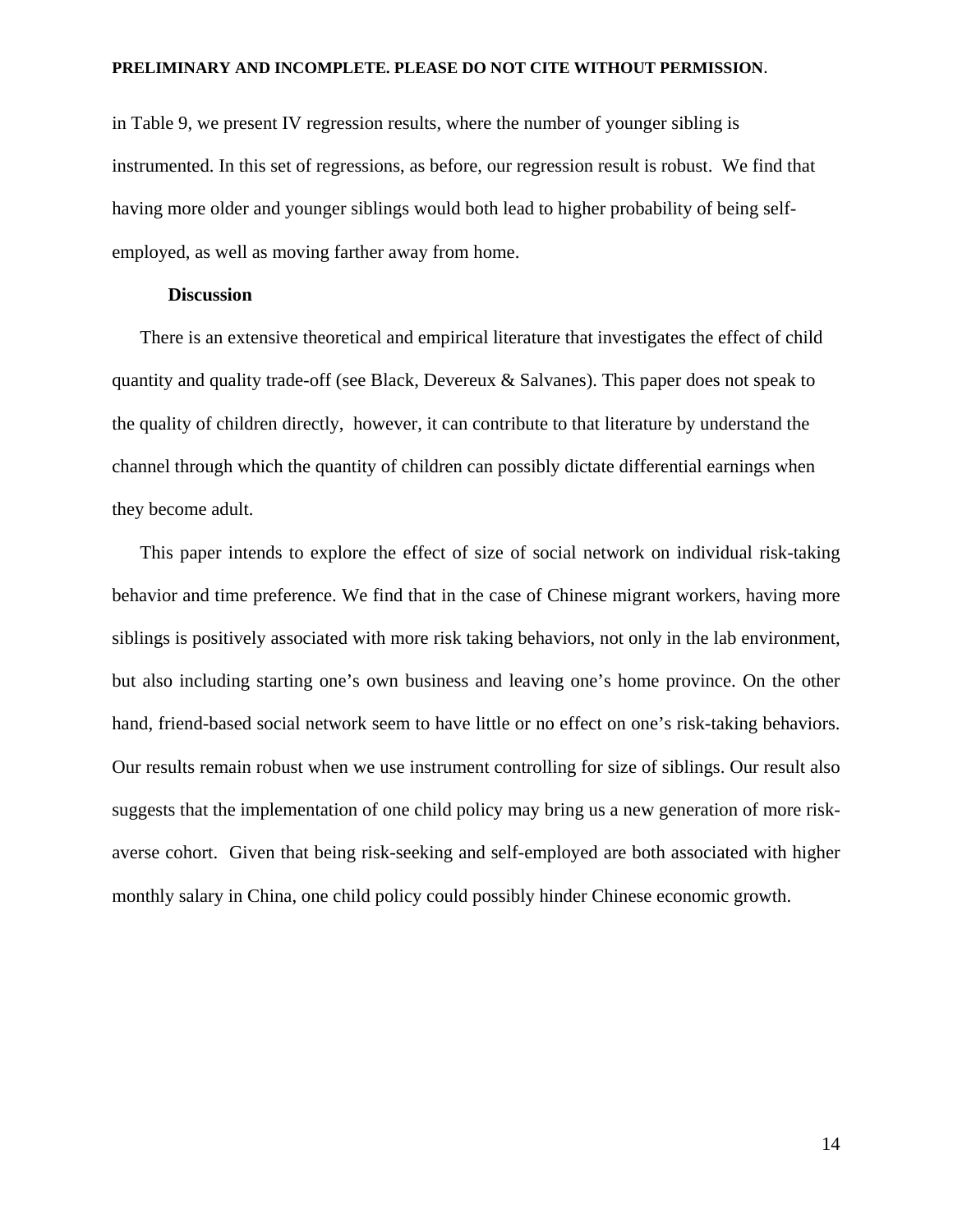in Table 9, we present IV regression results, where the number of younger sibling is instrumented. In this set of regressions, as before, our regression result is robust. We find that having more older and younger siblings would both lead to higher probability of being self-employed, as well as moving farther away from home.

**Discussion**

There is an extensive theoretical and empirical literature that investigates the effect of child quantity and quality trade-off (see Black, Devereux & Salvanes). This paper does not speak to the quality of children directly, however, it can contribute to that literature by understand the channel through which the quantity of children can possibly dictate differential earnings when they become adult.

This paper intends to explore the effect of size of social network on individual risk-taking behavior and time preference. We find that in the case of Chinese migrant workers, having more siblings is positively associated with more risk taking behaviors, not only in the lab environment, but also including starting one's own business and leaving one's home province. On the other hand, friend-based social network seem to have little or no effect on one's risk-taking behaviors. Our results remain robust when we use instrument controlling for size of siblings. Our result also suggests that the implementation of one child policy may bring us a new generation of more risk-averse cohort. Given that being risk-seeking and self-employed are both associated with higher monthly salary in China, one child policy could possibly hinder Chinese economic growth.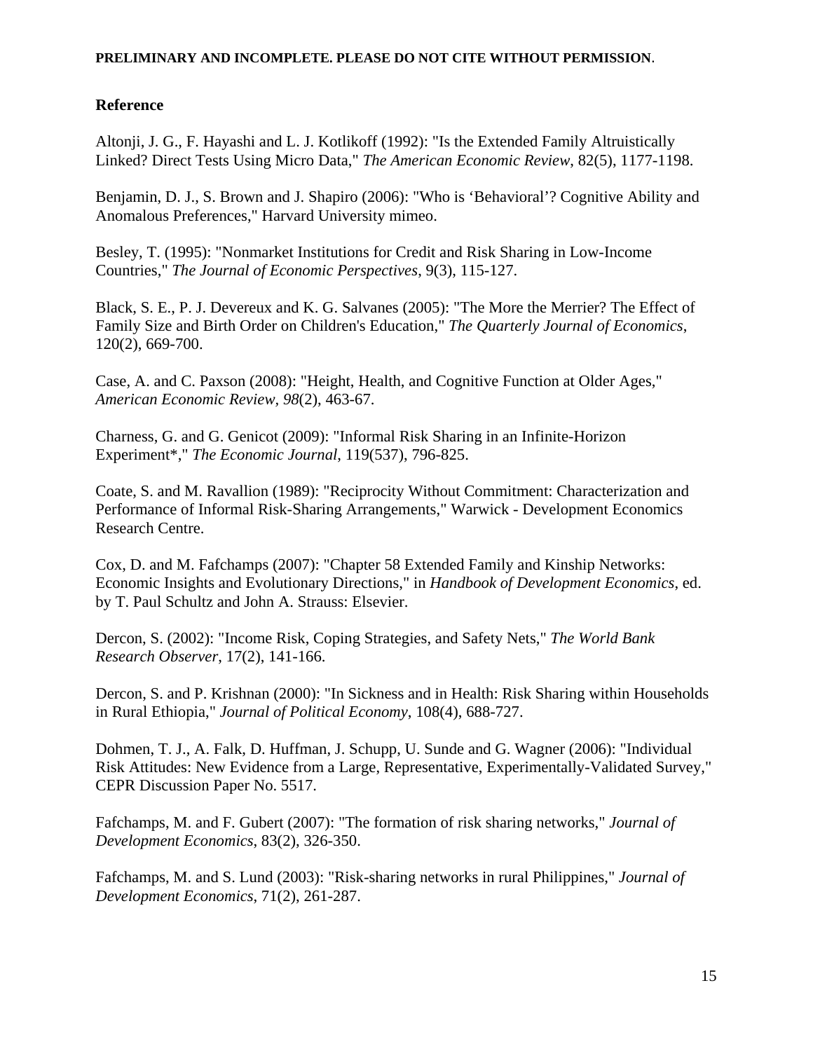**PRELIMINARY AND INCOMPLETE. PLEASE DO NOT CITE WITHOUT PERMISSION**.

## Reference

Altonji, J. G., F. Hayashi and L. J. Kotlikoff (1992): "Is the Extended Family Altruistically Linked? Direct Tests Using Micro Data," *The American Economic Review*, 82(5), 1177-1198.

Benjamin, D. J., S. Brown and J. Shapiro (2006): "Who is 'Behavioral'? Cognitive Ability and Anomalous Preferences," Harvard University mimeo.

Besley, T. (1995): "Nonmarket Institutions for Credit and Risk Sharing in Low-Income Countries," *The Journal of Economic Perspectives*, 9(3), 115-127.

Black, S. E., P. J. Devereux and K. G. Salvanes (2005): "The More the Merrier? The Effect of Family Size and Birth Order on Children's Education," *The Quarterly Journal of Economics*, 120(2), 669-700.

Case, A. and C. Paxson (2008): "Height, Health, and Cognitive Function at Older Ages," *American Economic Review, 98*(2), 463-67.

Charness, G. and G. Genicot (2009): "Informal Risk Sharing in an Infinite-Horizon Experiment*," *The Economic Journal*, 119(537), 796-825.

Coate, S. and M. Ravallion (1989): "Reciprocity Without Commitment: Characterization and Performance of Informal Risk-Sharing Arrangements," Warwick - Development Economics Research Centre.

Cox, D. and M. Fafchamps (2007): "Chapter 58 Extended Family and Kinship Networks: Economic Insights and Evolutionary Directions," in *Handbook of Development Economics*, ed. by T. Paul Schultz and John A. Strauss: Elsevier.

Dercon, S. (2002): "Income Risk, Coping Strategies, and Safety Nets," *The World Bank Research Observer*, 17(2), 141-166.

Dercon, S. and P. Krishnan (2000): "In Sickness and in Health: Risk Sharing within Households in Rural Ethiopia," *Journal of Political Economy*, 108(4), 688-727.

Dohmen, T. J., A. Falk, D. Huffman, J. Schupp, U. Sunde and G. Wagner (2006): "Individual Risk Attitudes: New Evidence from a Large, Representative, Experimentally-Validated Survey," CEPR Discussion Paper No. 5517.

Fafchamps, M. and F. Gubert (2007): "The formation of risk sharing networks," *Journal of Development Economics*, 83(2), 326-350.

Fafchamps, M. and S. Lund (2003): "Risk-sharing networks in rural Philippines," *Journal of Development Economics*, 71(2), 261-287.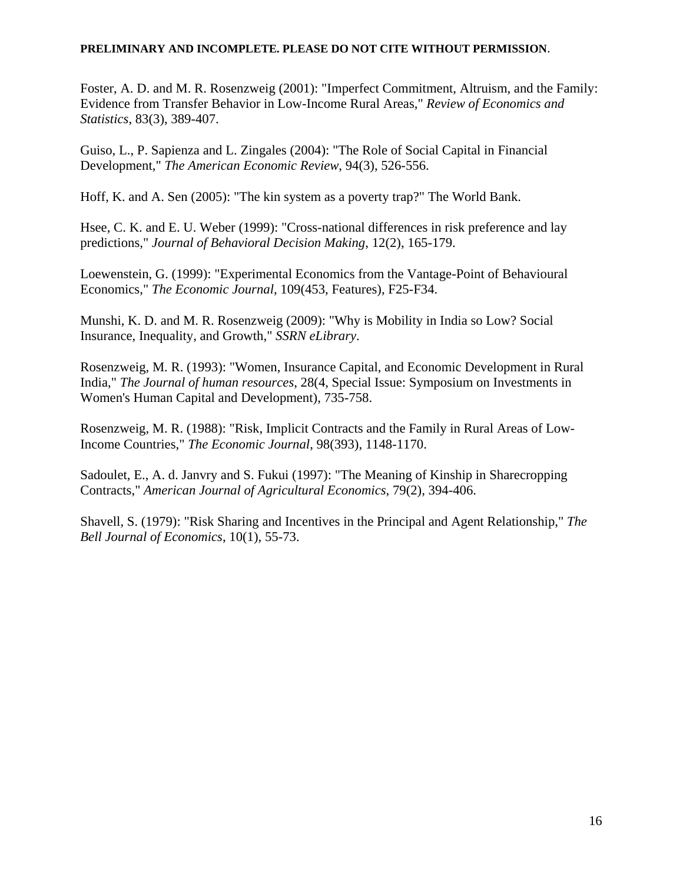**PRELIMINARY AND INCOMPLETE. PLEASE DO NOT CITE WITHOUT PERMISSION**.

Foster, A. D. and M. R. Rosenzweig (2001): "Imperfect Commitment, Altruism, and the Family: Evidence from Transfer Behavior in Low-Income Rural Areas," *Review of Economics and Statistics*, 83(3), 389-407.

Guiso, L., P. Sapienza and L. Zingales (2004): "The Role of Social Capital in Financial Development," *The American Economic Review*, 94(3), 526-556.

Hoff, K. and A. Sen (2005): "The kin system as a poverty trap?" The World Bank.

Hsee, C. K. and E. U. Weber (1999): "Cross-national differences in risk preference and lay predictions," *Journal of Behavioral Decision Making*, 12(2), 165-179.

Loewenstein, G. (1999): "Experimental Economics from the Vantage-Point of Behavioural Economics," *The Economic Journal*, 109(453, Features), F25-F34.

Munshi, K. D. and M. R. Rosenzweig (2009): "Why is Mobility in India so Low? Social Insurance, Inequality, and Growth," *SSRN eLibrary*.

Rosenzweig, M. R. (1993): "Women, Insurance Capital, and Economic Development in Rural India," *The Journal of human resources*, 28(4, Special Issue: Symposium on Investments in Women's Human Capital and Development), 735-758.

Rosenzweig, M. R. (1988): "Risk, Implicit Contracts and the Family in Rural Areas of Low-Income Countries," *The Economic Journal*, 98(393), 1148-1170.

Sadoulet, E., A. d. Janvry and S. Fukui (1997): "The Meaning of Kinship in Sharecropping Contracts," *American Journal of Agricultural Economics*, 79(2), 394-406.

Shavell, S. (1979): "Risk Sharing and Incentives in the Principal and Agent Relationship," *The Bell Journal of Economics*, 10(1), 55-73.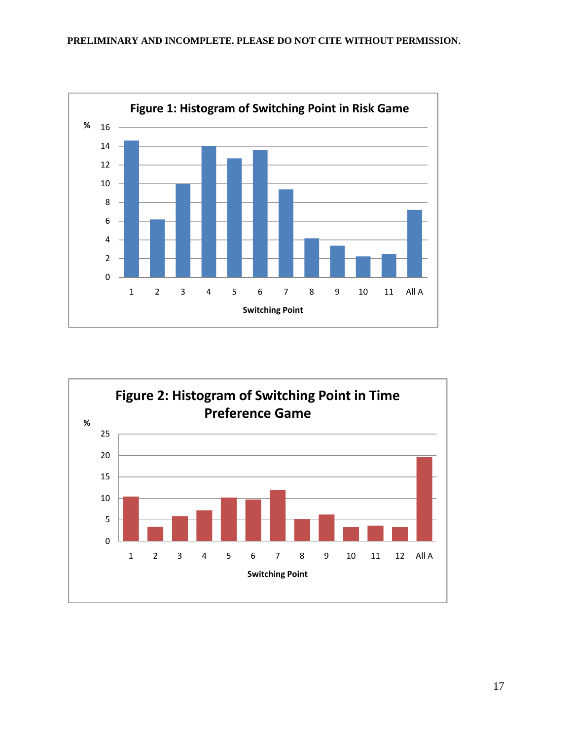PRELIMINARY AND INCOMPLETE. PLEASE DO NOT CITE WITHOUT PERMISSION.

**Figure 1: Histogram of Switching Point in Risk Game**

**Figure 2: Histogram of Switching Point in Time Preference Game**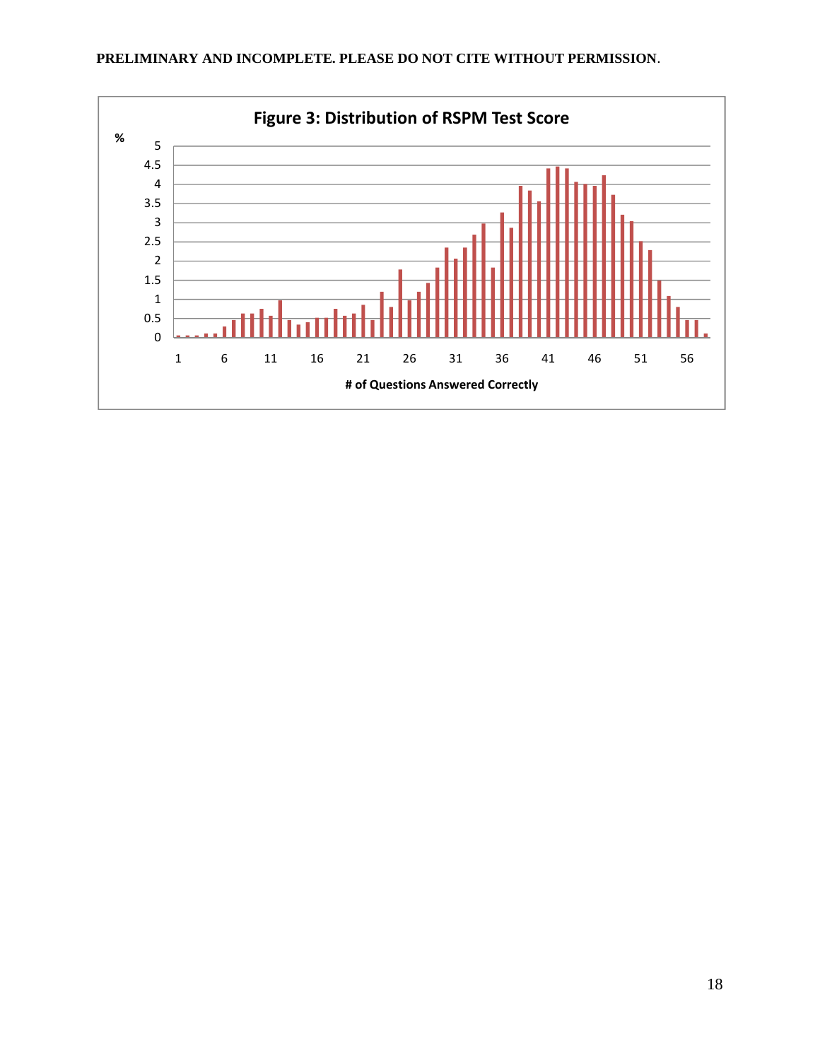**Figure 3: Distribution of RSPM Test Score**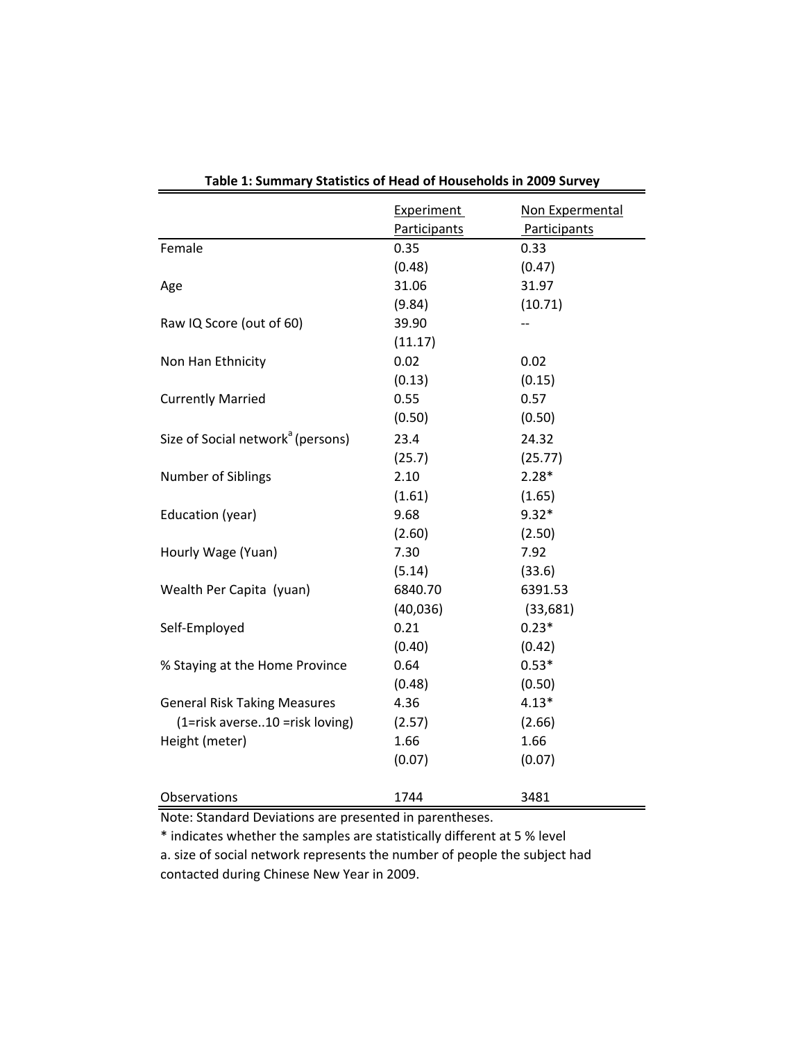**Table 1: Summary Statistics of Head of Households in 2009 Survey**

| | Experiment Participants | Non Expermental Participants |
|---|---|---|
| Female | 0.35 | 0.33 |
| | (0.48) | (0.47) |
| Age | 31.06 | 31.97 |
| | (9.84) | (10.71) |
| Raw IQ Score (out of 60) | 39.90 | -- |
| | (11.17) | |
| Non Han Ethnicity | 0.02 | 0.02 |
| | (0.13) | (0.15) |
| Currently Married | 0.55 | 0.57 |
| | (0.50) | (0.50) |
| Size of Social network[a] (persons) | 23.4 | 24.32 |
| | (25.7) | (25.77) |
| Number of Siblings | 2.10 | 2.28* |
| | (1.61) | (1.65) |
| Education (year) | 9.68 | 9.32* |
| | (2.60) | (2.50) |
| Hourly Wage (Yuan) | 7.30 | 7.92 |
| | (5.14) | (33.6) |
| Wealth Per Capita (yuan) | 6840.70 | 6391.53 |
| | (40,036) | (33,681) |
| Self-Employed | 0.21 | 0.23* |
| | (0.40) | (0.42) |
| % Staying at the Home Province | 0.64 | 0.53* |
| | (0.48) | (0.50) |
| General Risk Taking Measures | 4.36 | 4.13* |
| (1=risk averse..10 =risk loving) | (2.57) | (2.66) |
| Height (meter) | 1.66 | 1.66 |
| | (0.07) | (0.07) |
| Observations | 1744 | 3481 |

Note: Standard Deviations are presented in parentheses.

* indicates whether the samples are statistically different at 5 % level

a. size of social network represents the number of people the subject had contacted during Chinese New Year in 2009.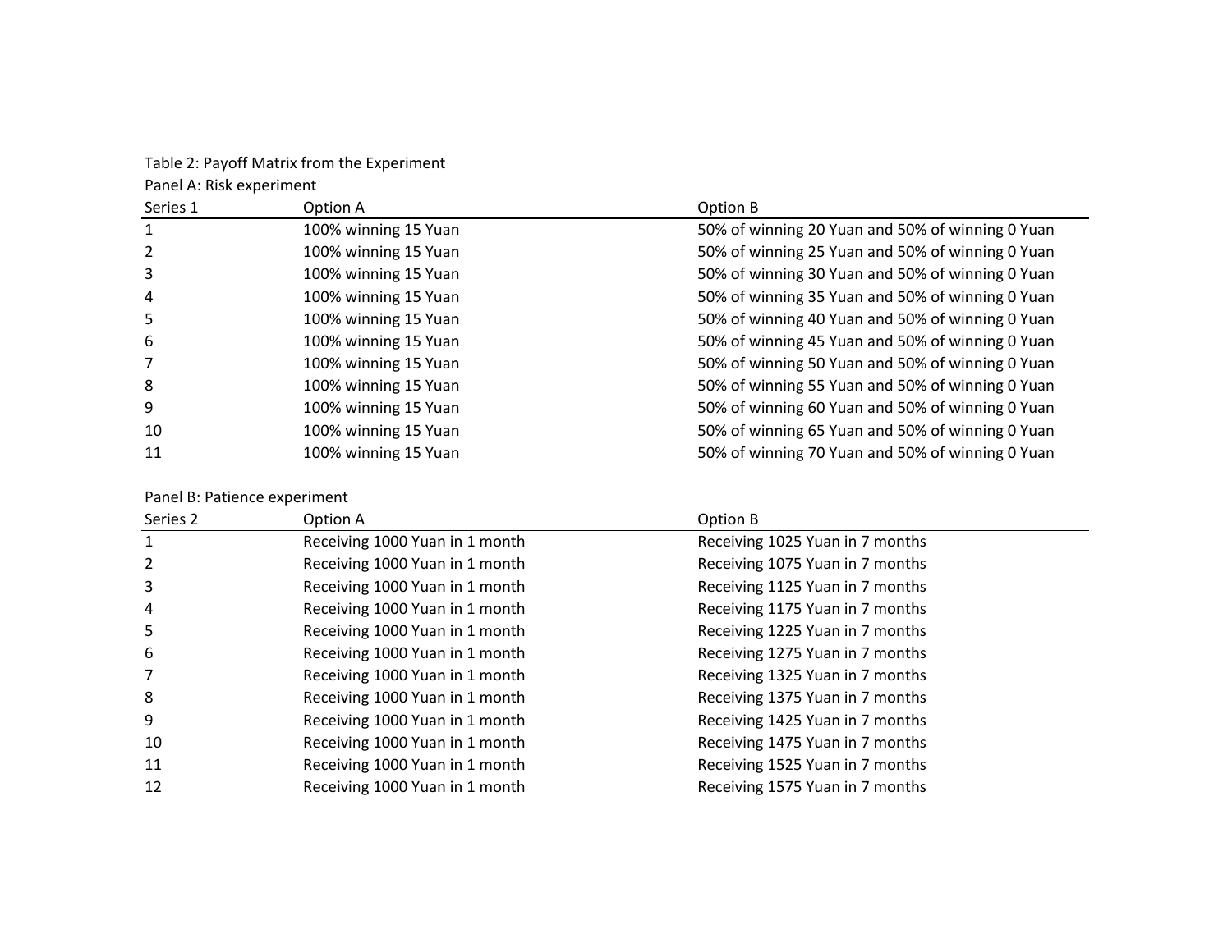Table 2: Payoff Matrix from the Experiment

Panel A: Risk experiment

| Series 1 | Option A | Option B |
|---|---|---|
| 1 | 100% winning 15 Yuan | 50% of winning 20 Yuan and 50% of winning 0 Yuan |
| 2 | 100% winning 15 Yuan | 50% of winning 25 Yuan and 50% of winning 0 Yuan |
| 3 | 100% winning 15 Yuan | 50% of winning 30 Yuan and 50% of winning 0 Yuan |
| 4 | 100% winning 15 Yuan | 50% of winning 35 Yuan and 50% of winning 0 Yuan |
| 5 | 100% winning 15 Yuan | 50% of winning 40 Yuan and 50% of winning 0 Yuan |
| 6 | 100% winning 15 Yuan | 50% of winning 45 Yuan and 50% of winning 0 Yuan |
| 7 | 100% winning 15 Yuan | 50% of winning 50 Yuan and 50% of winning 0 Yuan |
| 8 | 100% winning 15 Yuan | 50% of winning 55 Yuan and 50% of winning 0 Yuan |
| 9 | 100% winning 15 Yuan | 50% of winning 60 Yuan and 50% of winning 0 Yuan |
| 10 | 100% winning 15 Yuan | 50% of winning 65 Yuan and 50% of winning 0 Yuan |
| 11 | 100% winning 15 Yuan | 50% of winning 70 Yuan and 50% of winning 0 Yuan |

Panel B: Patience experiment

| Series 2 | Option A | Option B |
|---|---|---|
| 1 | Receiving 1000 Yuan in 1 month | Receiving 1025 Yuan in 7 months |
| 2 | Receiving 1000 Yuan in 1 month | Receiving 1075 Yuan in 7 months |
| 3 | Receiving 1000 Yuan in 1 month | Receiving 1125 Yuan in 7 months |
| 4 | Receiving 1000 Yuan in 1 month | Receiving 1175 Yuan in 7 months |
| 5 | Receiving 1000 Yuan in 1 month | Receiving 1225 Yuan in 7 months |
| 6 | Receiving 1000 Yuan in 1 month | Receiving 1275 Yuan in 7 months |
| 7 | Receiving 1000 Yuan in 1 month | Receiving 1325 Yuan in 7 months |
| 8 | Receiving 1000 Yuan in 1 month | Receiving 1375 Yuan in 7 months |
| 9 | Receiving 1000 Yuan in 1 month | Receiving 1425 Yuan in 7 months |
| 10 | Receiving 1000 Yuan in 1 month | Receiving 1475 Yuan in 7 months |
| 11 | Receiving 1000 Yuan in 1 month | Receiving 1525 Yuan in 7 months |
| 12 | Receiving 1000 Yuan in 1 month | Receiving 1575 Yuan in 7 months |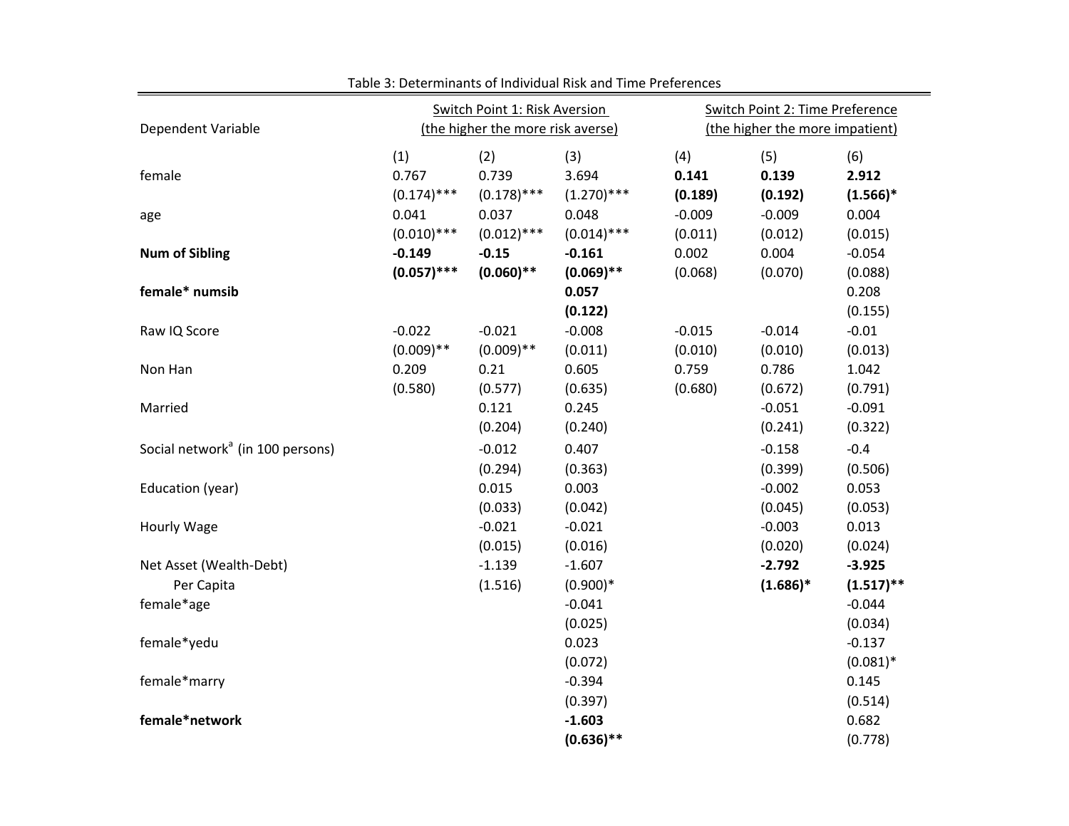Table 3: Determinants of Individual Risk and Time Preferences

| Dependent Variable | Switch Point 1: Risk Aversion (the higher the more risk averse) | | | Switch Point 2: Time Preference (the higher the more impatient) | | |
|---|---|---|---|---|---|---|
| | (1) | (2) | (3) | (4) | (5) | (6) |
| female | 0.767 | 0.739 | 3.694 | **0.141** | **0.139** | **2.912** |
| | (0.174)*** | (0.178)*** | (1.270)*** | **(0.189)** | **(0.192)** | **(1.566)*** |
| age | 0.041 | 0.037 | 0.048 | -0.009 | -0.009 | 0.004 |
| | (0.010)*** | (0.012)*** | (0.014)*** | (0.011) | (0.012) | (0.015) |
| **Num of Sibling** | **-0.149** | **-0.15** | **-0.161** | 0.002 | 0.004 | -0.054 |
| | **(0.057)*** | **(0.060)** | **(0.069)** | (0.068) | (0.070) | (0.088) |
| **female* numsib** | | | **0.057** | | | 0.208 |
| | | | **(0.122)** | | | (0.155) |
| Raw IQ Score | -0.022 | -0.021 | -0.008 | -0.015 | -0.014 | -0.01 |
| | (0.009)** | (0.009)** | (0.011) | (0.010) | (0.010) | (0.013) |
| Non Han | 0.209 | 0.21 | 0.605 | 0.759 | 0.786 | 1.042 |
| | (0.580) | (0.577) | (0.635) | (0.680) | (0.672) | (0.791) |
| Married | | 0.121 | 0.245 | | -0.051 | -0.091 |
| | | (0.204) | (0.240) | | (0.241) | (0.322) |
| Social network[a] (in 100 persons) | | -0.012 | 0.407 | | -0.158 | -0.4 |
| | | (0.294) | (0.363) | | (0.399) | (0.506) |
| Education (year) | | 0.015 | 0.003 | | -0.002 | 0.053 |
| | | (0.033) | (0.042) | | (0.045) | (0.053) |
| Hourly Wage | | -0.021 | -0.021 | | -0.003 | 0.013 |
| | | (0.015) | (0.016) | | (0.020) | (0.024) |
| Net Asset (Wealth-Debt) Per Capita | | -1.139 | -1.607 | | **-2.792** | **-3.925** |
| | | (1.516) | (0.900)* | | **(1.686)*** | **(1.517)** |
| female*age | | | -0.041 | | | -0.044 |
| | | | (0.025) | | | (0.034) |
| female*yedu | | | 0.023 | | | -0.137 |
| | | | (0.072) | | | (0.081)* |
| female*marry | | | -0.394 | | | 0.145 |
| | | | (0.397) | | | (0.514) |
| **female*network** | | | **-1.603** | | | 0.682 |
| | | | **(0.636)** | | | (0.778) |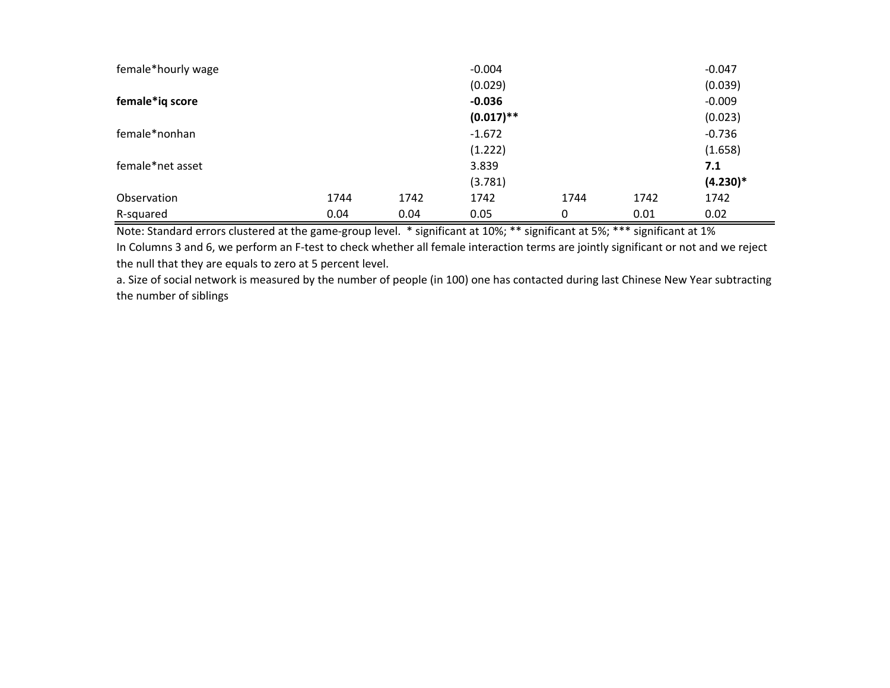| | | | | | | |
|---|---|---|---|---|---|---|
| female*hourly wage | | | -0.004 | | | -0.047 |
| | | | (0.029) | | | (0.039) |
| **female*iq score** | | | **-0.036** | | | -0.009 |
| | | | **(0.017)**** | | | (0.023) |
| female*nonhan | | | -1.672 | | | -0.736 |
| | | | (1.222) | | | (1.658) |
| female*net asset | | | 3.839 | | | **7.1** |
| | | | (3.781) | | | **(4.230)*** |
| Observation | 1744 | 1742 | 1742 | 1744 | 1742 | 1742 |
| R-squared | 0.04 | 0.04 | 0.05 | 0 | 0.01 | 0.02 |

Note: Standard errors clustered at the game-group level. * significant at 10%; ** significant at 5%; *** significant at 1%

In Columns 3 and 6, we perform an F-test to check whether all female interaction terms are jointly significant or not and we reject the null that they are equals to zero at 5 percent level.

a. Size of social network is measured by the number of people (in 100) one has contacted during last Chinese New Year subtracting the number of siblings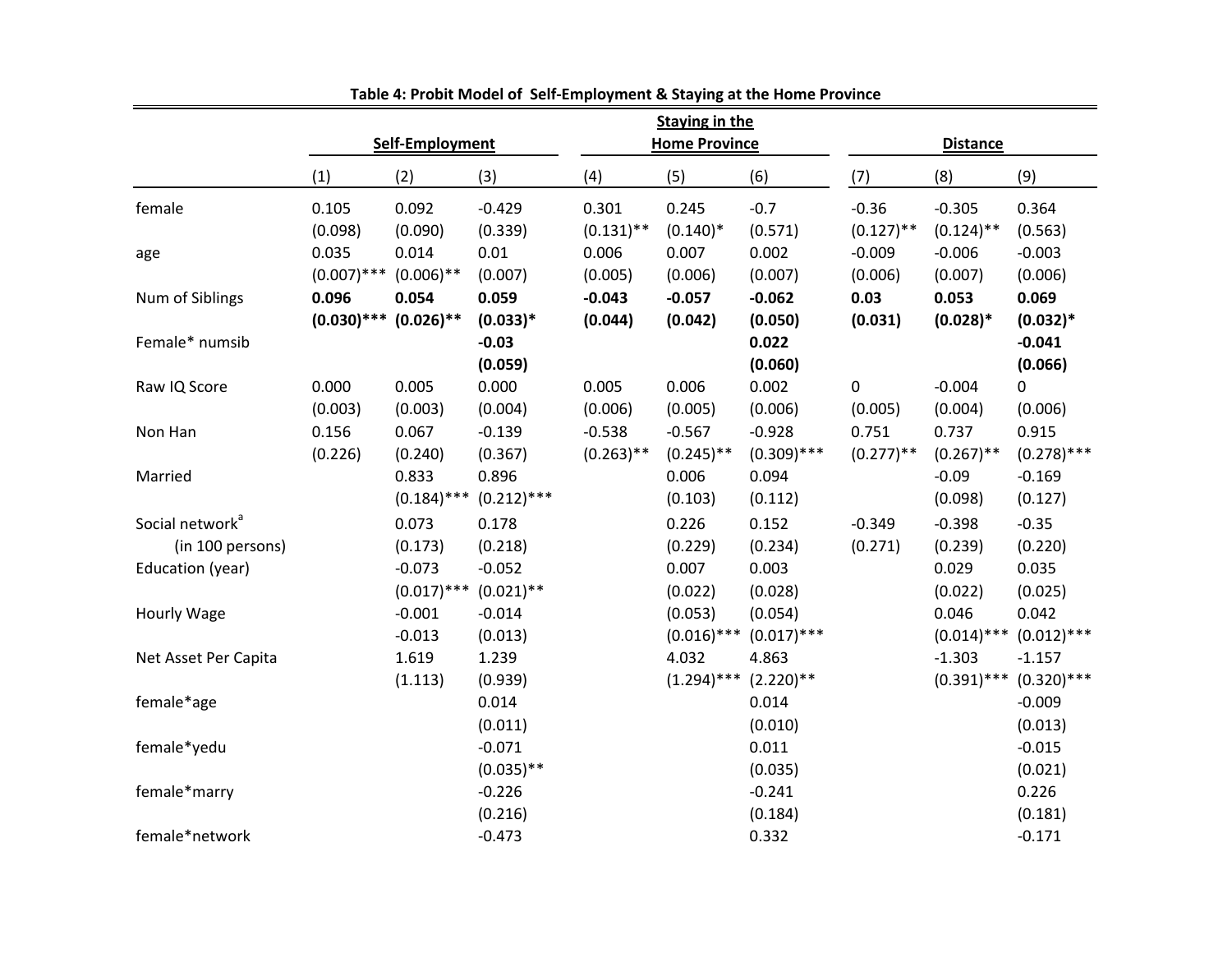**Table 4: Probit Model of Self-Employment & Staying at the Home Province**

| | Self-Employment | | | Staying in the Home Province | | | Distance | | |
|---|---|---|---|---|---|---|---|---|---|
| | (1) | (2) | (3) | (4) | (5) | (6) | (7) | (8) | (9) |
| female | 0.105 | 0.092 | -0.429 | 0.301 | 0.245 | -0.7 | -0.36 | -0.305 | 0.364 |
| | (0.098) | (0.090) | (0.339) | (0.131)** | (0.140)* | (0.571) | (0.127)** | (0.124)** | (0.563) |
| age | 0.035 | 0.014 | 0.01 | 0.006 | 0.007 | 0.002 | -0.009 | -0.006 | -0.003 |
| | (0.007)*** | (0.006)** | (0.007) | (0.005) | (0.006) | (0.007) | (0.006) | (0.007) | (0.006) |
| Num of Siblings | **0.096** | **0.054** | **0.059** | **-0.043** | **-0.057** | **-0.062** | **0.03** | **0.053** | **0.069** |
| | **(0.030)*** | **(0.026)** | **(0.033)*** | **(0.044)** | **(0.042)** | **(0.050)** | **(0.031)** | **(0.028)*** | **(0.032)*** |
| Female* numsib | | | **-0.03** | | | **0.022** | | | **-0.041** |
| | | | **(0.059)** | | | **(0.060)** | | | **(0.066)** |
| Raw IQ Score | 0.000 | 0.005 | 0.000 | 0.005 | 0.006 | 0.002 | 0 | -0.004 | 0 |
| | (0.003) | (0.003) | (0.004) | (0.006) | (0.005) | (0.006) | (0.005) | (0.004) | (0.006) |
| Non Han | 0.156 | 0.067 | -0.139 | -0.538 | -0.567 | -0.928 | 0.751 | 0.737 | 0.915 |
| | (0.226) | (0.240) | (0.367) | (0.263)** | (0.245)** | (0.309)*** | (0.277)** | (0.267)** | (0.278)*** |
| Married | | 0.833 | 0.896 | | 0.006 | 0.094 | | -0.09 | -0.169 |
| | | (0.184)*** | (0.212)*** | | (0.103) | (0.112) | | (0.098) | (0.127) |
| Social network[a] | | 0.073 | 0.178 | | 0.226 | 0.152 | -0.349 | -0.398 | -0.35 |
| (in 100 persons) | | (0.173) | (0.218) | | (0.229) | (0.234) | (0.271) | (0.239) | (0.220) |
| Education (year) | | -0.073 | -0.052 | | 0.007 | 0.003 | | 0.029 | 0.035 |
| | | (0.017)*** | (0.021)** | | (0.022) | (0.028) | | (0.022) | (0.025) |
| Hourly Wage | | -0.001 | -0.014 | | (0.053) | (0.054) | | 0.046 | 0.042 |
| | | -0.013 | (0.013) | | (0.016)*** | (0.017)*** | | (0.014)*** | (0.012)*** |
| Net Asset Per Capita | | 1.619 | 1.239 | | 4.032 | 4.863 | | -1.303 | -1.157 |
| | | (1.113) | (0.939) | | (1.294)*** | (2.220)** | | (0.391)*** | (0.320)*** |
| female*age | | | 0.014 | | | 0.014 | | | -0.009 |
| | | | (0.011) | | | (0.010) | | | (0.013) |
| female*yedu | | | -0.071 | | | 0.011 | | | -0.015 |
| | | | (0.035)** | | | (0.035) | | | (0.021) |
| female*marry | | | -0.226 | | | -0.241 | | | 0.226 |
| | | | (0.216) | | | (0.184) | | | (0.181) |
| female*network | | | -0.473 | | | 0.332 | | | -0.171 |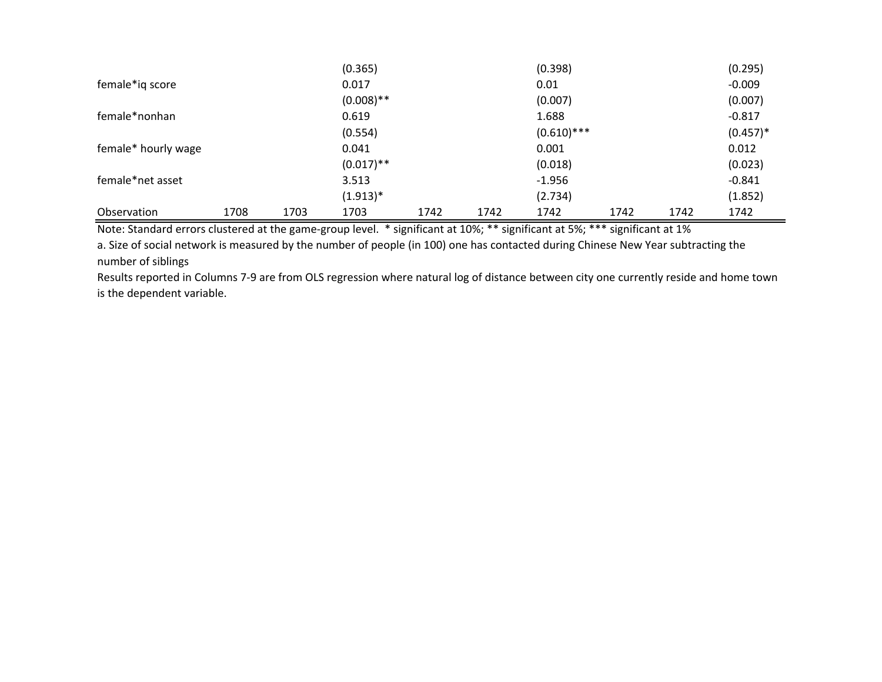| | | | | | | | | | |
|---|---|---|---|---|---|---|---|---|---|
| | | | (0.365) | | | (0.398) | | | (0.295) |
| female*iq score | | | 0.017 | | | 0.01 | | | -0.009 |
| | | | (0.008)** | | | (0.007) | | | (0.007) |
| female*nonhan | | | 0.619 | | | 1.688 | | | -0.817 |
| | | | (0.554) | | | (0.610)*** | | | (0.457)* |
| female* hourly wage | | | 0.041 | | | 0.001 | | | 0.012 |
| | | | (0.017)** | | | (0.018) | | | (0.023) |
| female*net asset | | | 3.513 | | | -1.956 | | | -0.841 |
| | | | (1.913)* | | | (2.734) | | | (1.852) |
| Observation | 1708 | 1703 | 1703 | 1742 | 1742 | 1742 | 1742 | 1742 | 1742 |

Note: Standard errors clustered at the game-group level. * significant at 10%; ** significant at 5%; *** significant at 1%

a. Size of social network is measured by the number of people (in 100) one has contacted during Chinese New Year subtracting the number of siblings

Results reported in Columns 7-9 are from OLS regression where natural log of distance between city one currently reside and home town is the dependent variable.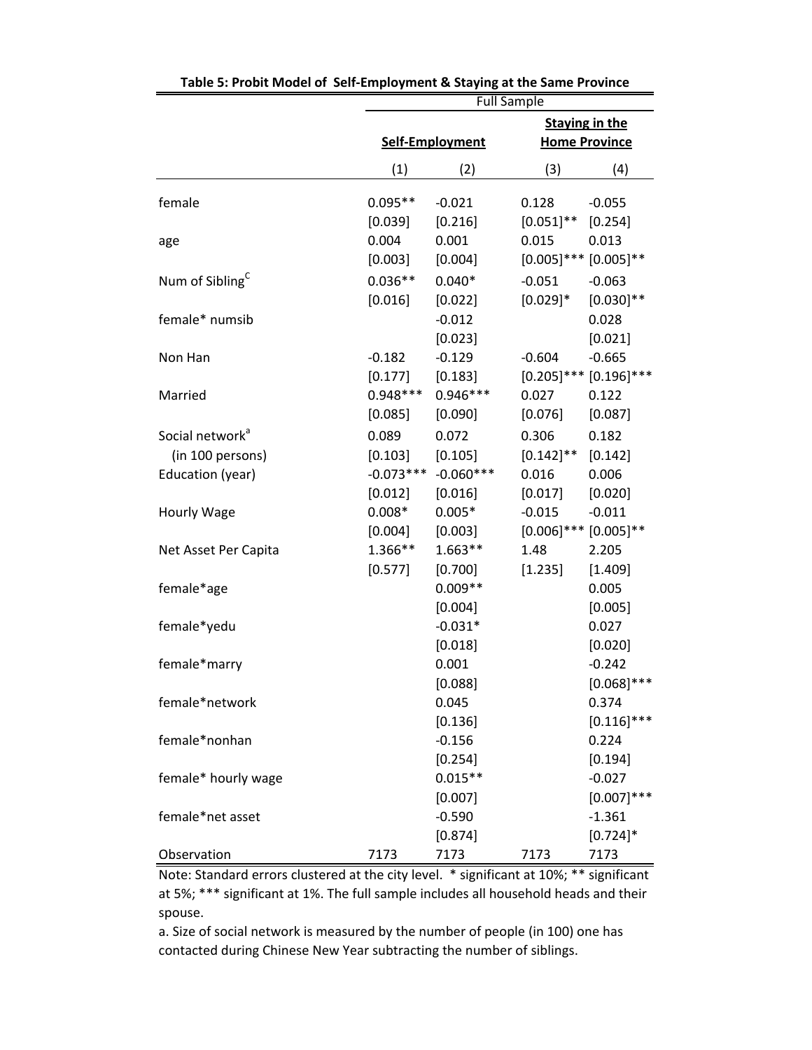**Table 5: Probit Model of Self-Employment & Staying at the Same Province**

| | Full Sample | | | |
|---|---|---|---|---|
| | **Self-Employment** | | **Staying in the Home Province** | |
| | (1) | (2) | (3) | (4) |
| female | 0.095** | -0.021 | 0.128 | -0.055 |
| | [0.039] | [0.216] | [0.051]** | [0.254] |
| age | 0.004 | 0.001 | 0.015 | 0.013 |
| | [0.003] | [0.004] | [0.005]*** | [0.005]** |
| Num of Sibling[C] | 0.036** | 0.040* | -0.051 | -0.063 |
| | [0.016] | [0.022] | [0.029]* | [0.030]** |
| female* numsib | | -0.012 | | 0.028 |
| | | [0.023] | | [0.021] |
| Non Han | -0.182 | -0.129 | -0.604 | -0.665 |
| | [0.177] | [0.183] | [0.205]*** | [0.196]*** |
| Married | 0.948*** | 0.946*** | 0.027 | 0.122 |
| | [0.085] | [0.090] | [0.076] | [0.087] |
| Social network[a] | 0.089 | 0.072 | 0.306 | 0.182 |
| (in 100 persons) | [0.103] | [0.105] | [0.142]** | [0.142] |
| Education (year) | -0.073*** | -0.060*** | 0.016 | 0.006 |
| | [0.012] | [0.016] | [0.017] | [0.020] |
| Hourly Wage | 0.008* | 0.005* | -0.015 | -0.011 |
| | [0.004] | [0.003] | [0.006]*** | [0.005]** |
| Net Asset Per Capita | 1.366** | 1.663** | 1.48 | 2.205 |
| | [0.577] | [0.700] | [1.235] | [1.409] |
| female*age | | 0.009** | | 0.005 |
| | | [0.004] | | [0.005] |
| female*yedu | | -0.031* | | 0.027 |
| | | [0.018] | | [0.020] |
| female*marry | | 0.001 | | -0.242 |
| | | [0.088] | | [0.068]*** |
| female*network | | 0.045 | | 0.374 |
| | | [0.136] | | [0.116]*** |
| female*nonhan | | -0.156 | | 0.224 |
| | | [0.254] | | [0.194] |
| female* hourly wage | | 0.015** | | -0.027 |
| | | [0.007] | | [0.007]*** |
| female*net asset | | -0.590 | | -1.361 |
| | | [0.874] | | [0.724]* |
| Observation | 7173 | 7173 | 7173 | 7173 |

Note: Standard errors clustered at the city level. * significant at 10%; ** significant at 5%; *** significant at 1%. The full sample includes all household heads and their spouse.

a. Size of social network is measured by the number of people (in 100) one has contacted during Chinese New Year subtracting the number of siblings.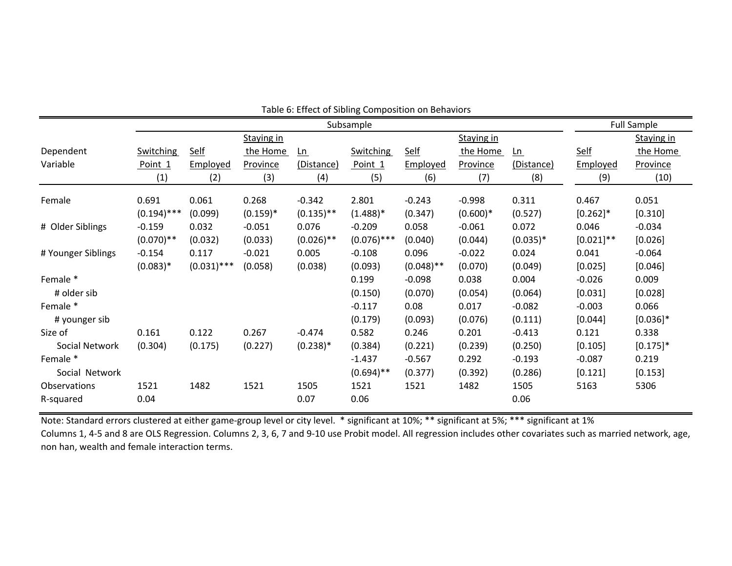Table 6: Effect of Sibling Composition on Behaviors

| | Subsample | | | | | | | | Full Sample | |
|---|---|---|---|---|---|---|---|---|---|---|
| Dependent Variable | Switching Point_1 | Self Employed | Staying in the Home Province | Ln (Distance) | Switching Point_1 | Self Employed | Staying in the Home Province | Ln (Distance) | Self Employed | Staying in the Home Province |
| | (1) | (2) | (3) | (4) | (5) | (6) | (7) | (8) | (9) | (10) |
| Female | 0.691 | 0.061 | 0.268 | -0.342 | 2.801 | -0.243 | -0.998 | 0.311 | 0.467 | 0.051 |
| | (0.194)*** | (0.099) | (0.159)* | (0.135)** | (1.488)* | (0.347) | (0.600)* | (0.527) | [0.262]* | [0.310] |
| # Older Siblings | -0.159 | 0.032 | -0.051 | 0.076 | -0.209 | 0.058 | -0.061 | 0.072 | 0.046 | -0.034 |
| | (0.070)** | (0.032) | (0.033) | (0.026)** | (0.076)*** | (0.040) | (0.044) | (0.035)* | [0.021]** | [0.026] |
| # Younger Siblings | -0.154 | 0.117 | -0.021 | 0.005 | -0.108 | 0.096 | -0.022 | 0.024 | 0.041 | -0.064 |
| | (0.083)* | (0.031)*** | (0.058) | (0.038) | (0.093) | (0.048)** | (0.070) | (0.049) | [0.025] | [0.046] |
| Female * # older sib | | | | | 0.199 | -0.098 | 0.038 | 0.004 | -0.026 | 0.009 |
| | | | | | (0.150) | (0.070) | (0.054) | (0.064) | [0.031] | [0.028] |
| Female * # younger sib | | | | | -0.117 | 0.08 | 0.017 | -0.082 | -0.003 | 0.066 |
| | | | | | (0.179) | (0.093) | (0.076) | (0.111) | [0.044] | [0.036]* |
| Size of Social Network | 0.161 | 0.122 | 0.267 | -0.474 | 0.582 | 0.246 | 0.201 | -0.413 | 0.121 | 0.338 |
| | (0.304) | (0.175) | (0.227) | (0.238)* | (0.384) | (0.221) | (0.239) | (0.250) | [0.105] | [0.175]* |
| Female * Social Network | | | | | -1.437 | -0.567 | 0.292 | -0.193 | -0.087 | 0.219 |
| | | | | | (0.694)** | (0.377) | (0.392) | (0.286) | [0.121] | [0.153] |
| Observations | 1521 | 1482 | 1521 | 1505 | 1521 | 1521 | 1482 | 1505 | 5163 | 5306 |
| R-squared | 0.04 | | | 0.07 | 0.06 | | | 0.06 | | |

Note: Standard errors clustered at either game-group level or city level. * significant at 10%; ** significant at 5%; *** significant at 1%
Columns 1, 4-5 and 8 are OLS Regression. Columns 2, 3, 6, 7 and 9-10 use Probit model. All regression includes other covariates such as married network, age, non han, wealth and female interaction terms.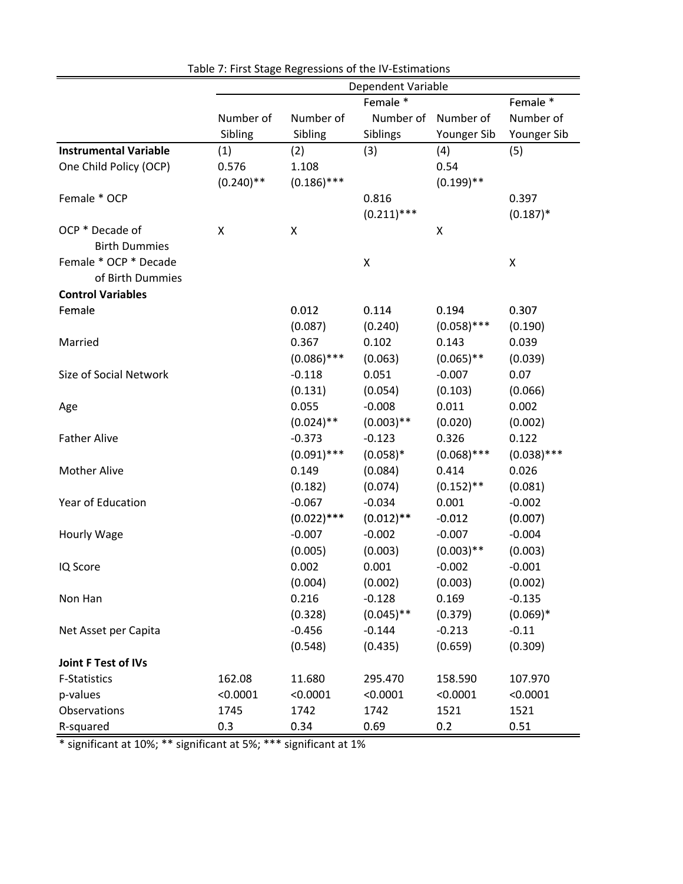Table 7: First Stage Regressions of the IV-Estimations

| | Dependent Variable | | | | |
|---|---|---|---|---|---|
| | Number of Sibling | Number of Sibling | Female * Number of Siblings | Number of Younger Sib | Female * Number of Younger Sib |
| **Instrumental Variable** | (1) | (2) | (3) | (4) | (5) |
| One Child Policy (OCP) | 0.576 | 1.108 | | 0.54 | |
| | (0.240)** | (0.186)*** | | (0.199)** | |
| Female * OCP | | | 0.816 | | 0.397 |
| | | | (0.211)*** | | (0.187)* |
| OCP * Decade of Birth Dummies | X | X | | X | |
| Female * OCP * Decade of Birth Dummies | | | X | | X |
| **Control Variables** | | | | | |
| Female | | 0.012 | 0.114 | 0.194 | 0.307 |
| | | (0.087) | (0.240) | (0.058)*** | (0.190) |
| Married | | 0.367 | 0.102 | 0.143 | 0.039 |
| | | (0.086)*** | (0.063) | (0.065)** | (0.039) |
| Size of Social Network | | -0.118 | 0.051 | -0.007 | 0.07 |
| | | (0.131) | (0.054) | (0.103) | (0.066) |
| Age | | 0.055 | -0.008 | 0.011 | 0.002 |
| | | (0.024)** | (0.003)** | (0.020) | (0.002) |
| Father Alive | | -0.373 | -0.123 | 0.326 | 0.122 |
| | | (0.091)*** | (0.058)* | (0.068)*** | (0.038)*** |
| Mother Alive | | 0.149 | (0.084) | 0.414 | 0.026 |
| | | (0.182) | (0.074) | (0.152)** | (0.081) |
| Year of Education | | -0.067 | -0.034 | 0.001 | -0.002 |
| | | (0.022)*** | (0.012)** | -0.012 | (0.007) |
| Hourly Wage | | -0.007 | -0.002 | -0.007 | -0.004 |
| | | (0.005) | (0.003) | (0.003)** | (0.003) |
| IQ Score | | 0.002 | 0.001 | -0.002 | -0.001 |
| | | (0.004) | (0.002) | (0.003) | (0.002) |
| Non Han | | 0.216 | -0.128 | 0.169 | -0.135 |
| | | (0.328) | (0.045)** | (0.379) | (0.069)* |
| Net Asset per Capita | | -0.456 | -0.144 | -0.213 | -0.11 |
| | | (0.548) | (0.435) | (0.659) | (0.309) |
| **Joint F Test of IVs** | | | | | |
| F-Statistics | 162.08 | 11.680 | 295.470 | 158.590 | 107.970 |
| p-values | <0.0001 | <0.0001 | <0.0001 | <0.0001 | <0.0001 |
| Observations | 1745 | 1742 | 1742 | 1521 | 1521 |
| R-squared | 0.3 | 0.34 | 0.69 | 0.2 | 0.51 |

* significant at 10%; ** significant at 5%; *** significant at 1%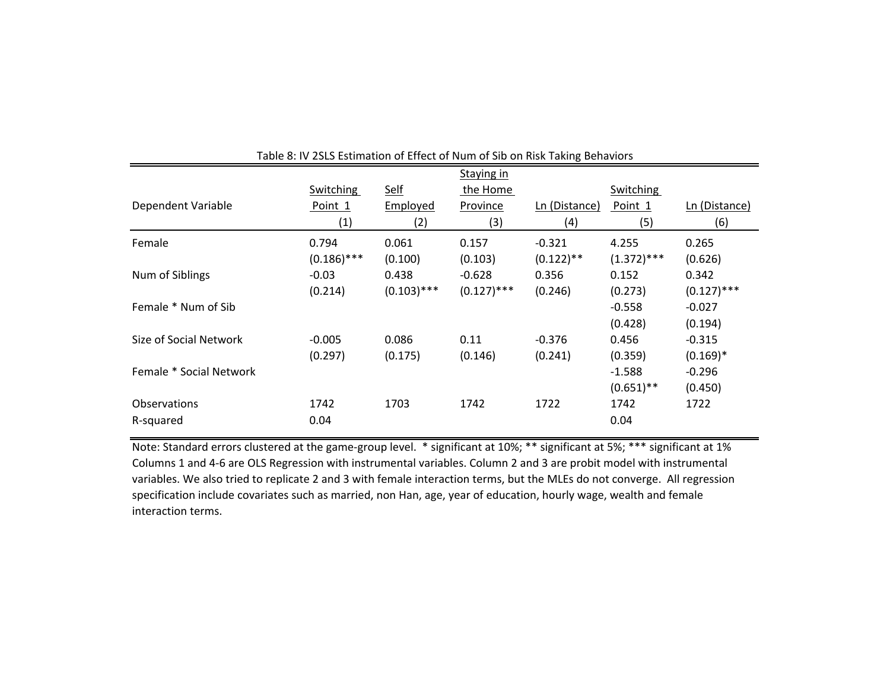Table 8: IV 2SLS Estimation of Effect of Num of Sib on Risk Taking Behaviors

| Dependent Variable | Switching Point 1 (1) | Self Employed (2) | Staying in the Home Province (3) | Ln (Distance) (4) | Switching Point 1 (5) | Ln (Distance) (6) |
|---|---|---|---|---|---|---|
| Female | 0.794 | 0.061 | 0.157 | -0.321 | 4.255 | 0.265 |
| | (0.186)*** | (0.100) | (0.103) | (0.122)** | (1.372)*** | (0.626) |
| Num of Siblings | -0.03 | 0.438 | -0.628 | 0.356 | 0.152 | 0.342 |
| | (0.214) | (0.103)*** | (0.127)*** | (0.246) | (0.273) | (0.127)*** |
| Female * Num of Sib | | | | | -0.558 | -0.027 |
| | | | | | (0.428) | (0.194) |
| Size of Social Network | -0.005 | 0.086 | 0.11 | -0.376 | 0.456 | -0.315 |
| | (0.297) | (0.175) | (0.146) | (0.241) | (0.359) | (0.169)* |
| Female * Social Network | | | | | -1.588 | -0.296 |
| | | | | | (0.651)** | (0.450) |
| Observations | 1742 | 1703 | 1742 | 1722 | 1742 | 1722 |
| R-squared | 0.04 | | | | 0.04 | |

Note: Standard errors clustered at the game-group level. * significant at 10%; ** significant at 5%; *** significant at 1%
Columns 1 and 4-6 are OLS Regression with instrumental variables. Column 2 and 3 are probit model with instrumental variables. We also tried to replicate 2 and 3 with female interaction terms, but the MLEs do not converge. All regression specification include covariates such as married, non Han, age, year of education, hourly wage, wealth and female interaction terms.